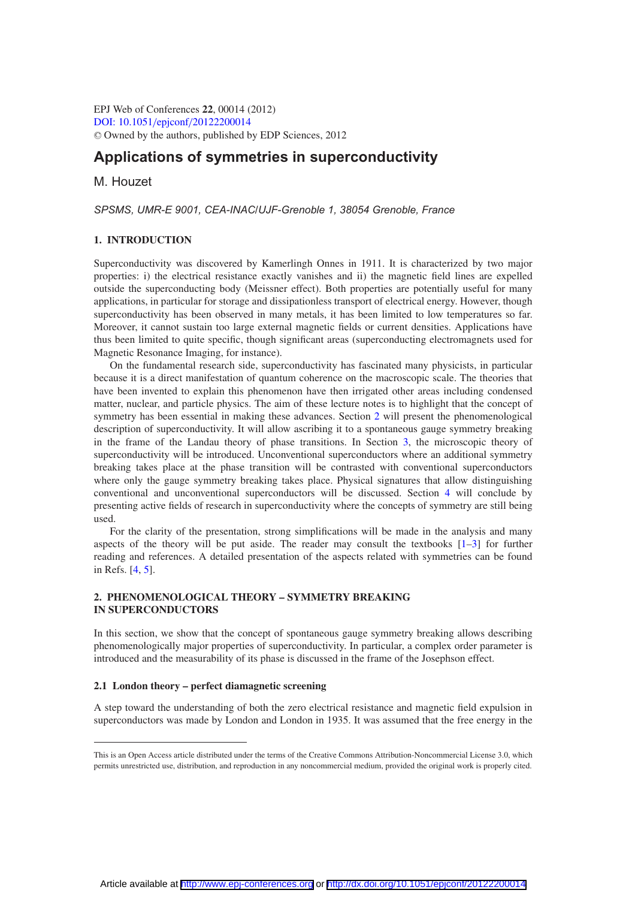# Applications of symmetries in superconductivity

M. Houzet

*SPSMS, UMR-E 9001, CEA-INAC/UJF-Grenoble 1, 38054 Grenoble, France*

## 1. INTRODUCTION

Superconductivity was discovered by Kamerlingh Onnes in 1911. It is characterized by two major properties: i) the electrical resistance exactly vanishes and ii) the magnetic field lines are expelled outside the superconducting body (Meissner effect). Both properties are potentially useful for many applications, in particular for storage and dissipationless transport of electrical energy. However, though superconductivity has been observed in many metals, it has been limited to low temperatures so far. Moreover, it cannot sustain too large external magnetic fields or current densities. Applications have thus been limited to quite specific, though significant areas (superconducting electromagnets used for Magnetic Resonance Imaging, for instance).

On the fundamental research side, superconductivity has fascinated many physicists, in particular because it is a direct manifestation of quantum coherence on the macroscopic scale. The theories that have been invented to explain this phenomenon have then irrigated other areas including condensed matter, nuclear, and particle physics. The aim of these lecture notes is to highlight that the concept of symmetry has been essential in making these advances. Section 2 will present the phenomenological description of superconductivity. It will allow ascribing it to a spontaneous gauge symmetry breaking in the frame of the Landau theory of phase transitions. In Section 3, the microscopic theory of superconductivity will be introduced. Unconventional superconductors where an additional symmetry breaking takes place at the phase transition will be contrasted with conventional superconductors where only the gauge symmetry breaking takes place. Physical signatures that allow distinguishing conventional and unconventional superconductors will be discussed. Section 4 will conclude by presenting active fields of research in superconductivity where the concepts of symmetry are still being used.

For the clarity of the presentation, strong simplifications will be made in the analysis and many aspects of the theory will be put aside. The reader may consult the textbooks [1–3] for further reading and references. A detailed presentation of the aspects related with symmetries can be found in Refs. [4, 5].

## 2. PHENOMENOLOGICAL THEORY – SYMMETRY BREAKING IN SUPERCONDUCTORS

In this section, we show that the concept of spontaneous gauge symmetry breaking allows describing phenomenologically major properties of superconductivity. In particular, a complex order parameter is introduced and the measurability of its phase is discussed in the frame of the Josephson effect.

### 2.1 London theory – perfect diamagnetic screening

A step toward the understanding of both the zero electrical resistance and magnetic field expulsion in superconductors was made by London and London in 1935. It was assumed that the free energy in the

This is an Open Access article distributed under the terms of the Creative Commons Attribution-Noncommercial License 3.0, which permits unrestricted use, distribution, and reproduction in any noncommercial medium, provided the original work is properly cited.

Article available at http://www.epj-conferences.org or http://dx.doi.org/10.1051/epjconf/20122200014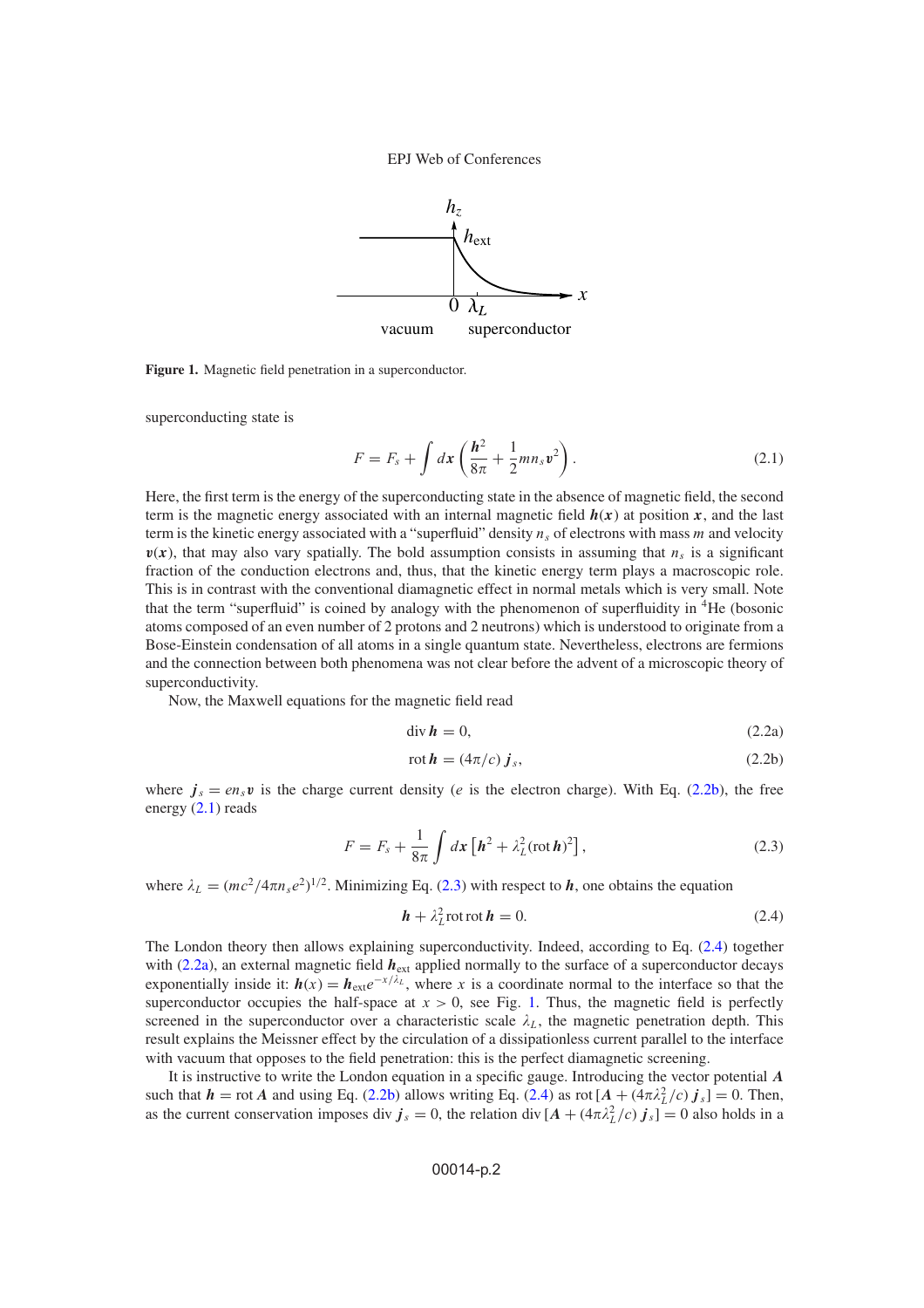Figure 1. Magnetic field penetration in a superconductor.

superconducting state is

$$F = F_s + \int d\boldsymbol{x} \left( \frac{\boldsymbol{h}^2}{8\pi} + \frac{1}{2} m n_s \boldsymbol{v}^2 \right). \tag{2.1}$$

Here, the first term is the energy of the superconducting state in the absence of magnetic field, the second term is the magnetic energy associated with an internal magnetic field $\boldsymbol{h}(\boldsymbol{x})$ at position $\boldsymbol{x}$, and the last term is the kinetic energy associated with a "superfluid" density $n_s$ of electrons with mass $m$ and velocity $\boldsymbol{v}(\boldsymbol{x})$, that may also vary spatially. The bold assumption consists in assuming that $n_s$ is a significant fraction of the conduction electrons and, thus, that the kinetic energy term plays a macroscopic role. This is in contrast with the conventional diamagnetic effect in normal metals which is very small. Note that the term "superfluid" is coined by analogy with the phenomenon of superfluidity in $^4$He (bosonic atoms composed of an even number of 2 protons and 2 neutrons) which is understood to originate from a Bose-Einstein condensation of all atoms in a single quantum state. Nevertheless, electrons are fermions and the connection between both phenomena was not clear before the advent of a microscopic theory of superconductivity.

Now, the Maxwell equations for the magnetic field read

$$\operatorname{div} \boldsymbol{h} = 0, \tag{2.2a}$$

$$\operatorname{rot} \boldsymbol{h} = (4\pi/c)\, \boldsymbol{j}_s, \tag{2.2b}$$

where $\boldsymbol{j}_s = e n_s \boldsymbol{v}$ is the charge current density ($e$ is the electron charge). With Eq. (2.2b), the free energy (2.1) reads

$$F = F_s + \frac{1}{8\pi} \int d\boldsymbol{x} \left[ \boldsymbol{h}^2 + \lambda_L^2 (\operatorname{rot} \boldsymbol{h})^2 \right], \tag{2.3}$$

where $\lambda_L = (mc^2/4\pi n_s e^2)^{1/2}$. Minimizing Eq. (2.3) with respect to $\boldsymbol{h}$, one obtains the equation

$$\boldsymbol{h} + \lambda_L^2 \operatorname{rot} \operatorname{rot} \boldsymbol{h} = 0. \tag{2.4}$$

The London theory then allows explaining superconductivity. Indeed, according to Eq. (2.4) together with (2.2a), an external magnetic field $\boldsymbol{h}_{\text{ext}}$ applied normally to the surface of a superconductor decays exponentially inside it: $\boldsymbol{h}(x) = \boldsymbol{h}_{\text{ext}} e^{-x/\lambda_L}$, where $x$ is a coordinate normal to the interface so that the superconductor occupies the half-space at $x > 0$, see Fig. 1. Thus, the magnetic field is perfectly screened in the superconductor over a characteristic scale $\lambda_L$, the magnetic penetration depth. This result explains the Meissner effect by the circulation of a dissipationless current parallel to the interface with vacuum that opposes to the field penetration: this is the perfect diamagnetic screening.

It is instructive to write the London equation in a specific gauge. Introducing the vector potential $\boldsymbol{A}$ such that $\boldsymbol{h} = \operatorname{rot} \boldsymbol{A}$ and using Eq. (2.2b) allows writing Eq. (2.4) as $\operatorname{rot} [\boldsymbol{A} + (4\pi\lambda_L^2/c)\, \boldsymbol{j}_s] = 0$. Then, as the current conservation imposes $\operatorname{div} \boldsymbol{j}_s = 0$, the relation $\operatorname{div} [\boldsymbol{A} + (4\pi\lambda_L^2/c)\, \boldsymbol{j}_s] = 0$ also holds in a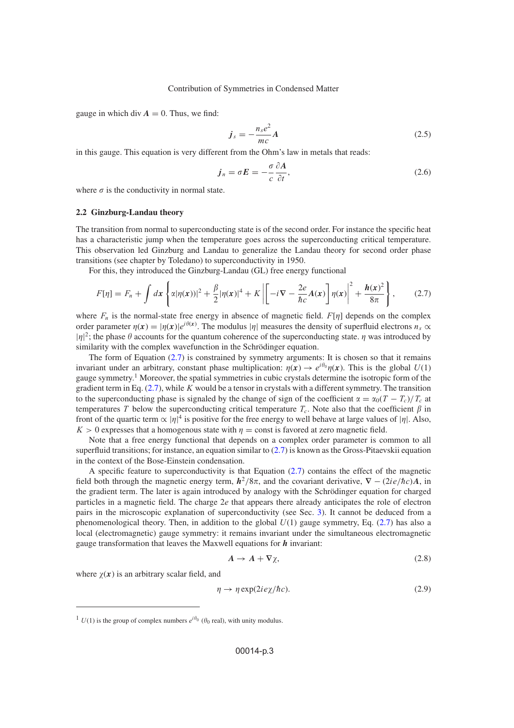gauge in which div $\boldsymbol{A} = 0$. Thus, we find:

$$\boldsymbol{j}_s = -\frac{n_s e^2}{mc}\boldsymbol{A} \tag{2.5}$$

in this gauge. This equation is very different from the Ohm's law in metals that reads:

$$\boldsymbol{j}_n = \sigma \boldsymbol{E} = -\frac{\sigma}{c}\frac{\partial \boldsymbol{A}}{\partial t}, \tag{2.6}$$

where $\sigma$ is the conductivity in normal state.

### 2.2 Ginzburg-Landau theory

The transition from normal to superconducting state is of the second order. For instance the specific heat has a characteristic jump when the temperature goes across the superconducting critical temperature. This observation led Ginzburg and Landau to generalize the Landau theory for second order phase transitions (see chapter by Toledano) to superconductivity in 1950.

For this, they introduced the Ginzburg-Landau (GL) free energy functional

$$F[\eta] = F_n + \int d\boldsymbol{x} \left\{ \alpha|\eta(\boldsymbol{x}))|^2 + \frac{\beta}{2}|\eta(\boldsymbol{x})|^4 + K\left|\left[-i\nabla - \frac{2e}{\hbar c}\boldsymbol{A}(\boldsymbol{x})\right]\eta(\boldsymbol{x})\right|^2 + \frac{\boldsymbol{h}(\boldsymbol{x})^2}{8\pi}\right\}, \tag{2.7}$$

where $F_n$ is the normal-state free energy in absence of magnetic field. $F[\eta]$ depends on the complex order parameter $\eta(\boldsymbol{x}) = |\eta(\boldsymbol{x})|e^{i\theta(\boldsymbol{x})}$. The modulus $|\eta|$ measures the density of superfluid electrons $n_s \propto |\eta|^2$; the phase $\theta$ accounts for the quantum coherence of the superconducting state. $\eta$ was introduced by similarity with the complex wavefunction in the Schrödinger equation.

The form of Equation (2.7) is constrained by symmetry arguments: It is chosen so that it remains invariant under an arbitrary, constant phase multiplication: $\eta(\boldsymbol{x}) \to e^{i\theta_0}\eta(\boldsymbol{x})$. This is the global $U(1)$ gauge symmetry.[1] Moreover, the spatial symmetries in cubic crystals determine the isotropic form of the gradient term in Eq. (2.7), while $K$ would be a tensor in crystals with a different symmetry. The transition to the superconducting phase is signaled by the change of sign of the coefficient $\alpha = \alpha_0(T - T_c)/T_c$ at temperatures $T$ below the superconducting critical temperature $T_c$. Note also that the coefficient $\beta$ in front of the quartic term $\propto |\eta|^4$ is positive for the free energy to well behave at large values of $|\eta|$. Also, $K > 0$ expresses that a homogenous state with $\eta = \text{const}$ is favored at zero magnetic field.

Note that a free energy functional that depends on a complex order parameter is common to all superfluid transitions; for instance, an equation similar to (2.7) is known as the Gross-Pitaevskii equation in the context of the Bose-Einstein condensation.

A specific feature to superconductivity is that Equation (2.7) contains the effect of the magnetic field both through the magnetic energy term, $\boldsymbol{h}^2/8\pi$, and the covariant derivative, $\nabla - (2ie/\hbar c)\boldsymbol{A}$, in the gradient term. The later is again introduced by analogy with the Schrödinger equation for charged particles in a magnetic field. The charge $2e$ that appears there already anticipates the role of electron pairs in the microscopic explanation of superconductivity (see Sec. 3). It cannot be deduced from a phenomenological theory. Then, in addition to the global $U(1)$ gauge symmetry, Eq. (2.7) has also a local (electromagnetic) gauge symmetry: it remains invariant under the simultaneous electromagnetic gauge transformation that leaves the Maxwell equations for $\boldsymbol{h}$ invariant:

$$\boldsymbol{A} \to \boldsymbol{A} + \nabla\chi, \tag{2.8}$$

where $\chi(\boldsymbol{x})$ is an arbitrary scalar field, and

$$\eta \to \eta \exp(2ie\chi/\hbar c). \tag{2.9}$$

[1] $U(1)$ is the group of complex numbers $e^{i\theta_0}$ ($\theta_0$ real), with unity modulus.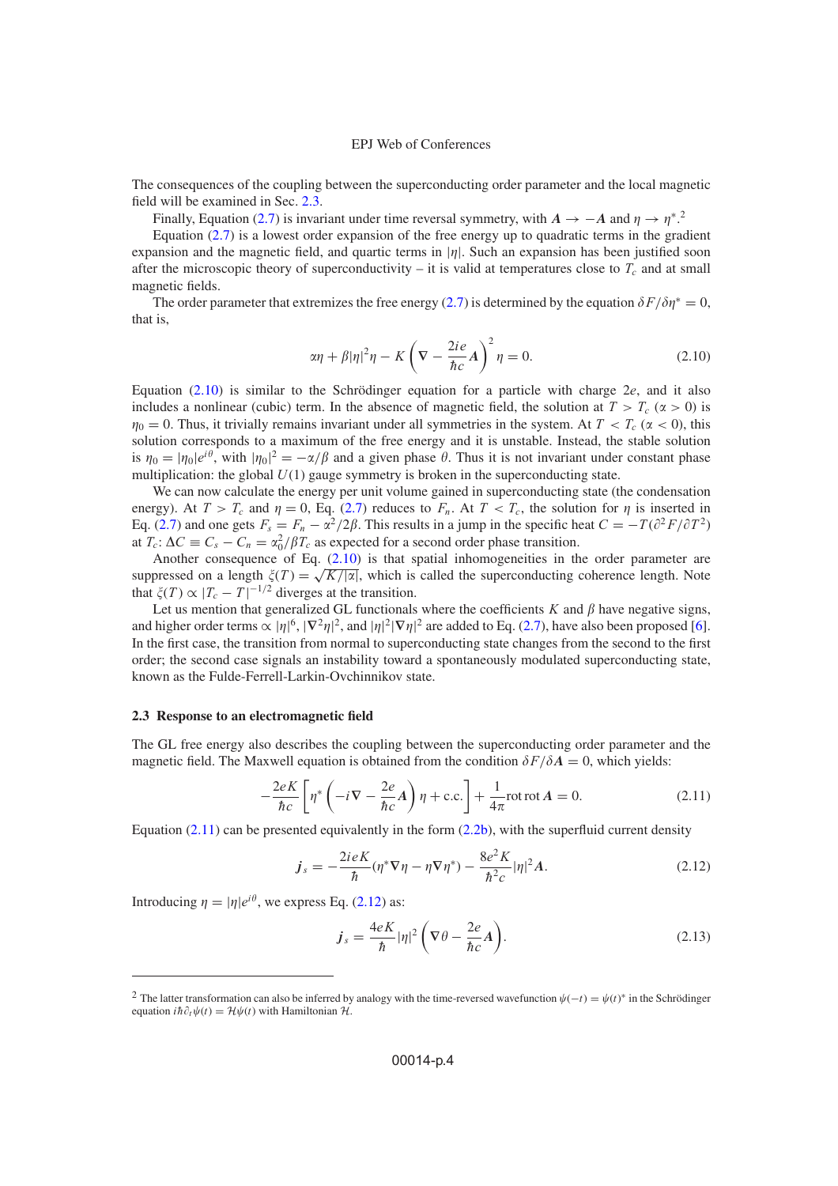The consequences of the coupling between the superconducting order parameter and the local magnetic field will be examined in Sec. 2.3.

Finally, Equation (2.7) is invariant under time reversal symmetry, with $\boldsymbol{A} \to -\boldsymbol{A}$ and $\eta \to \eta^*$.[2]

Equation (2.7) is a lowest order expansion of the free energy up to quadratic terms in the gradient expansion and the magnetic field, and quartic terms in $|\eta|$. Such an expansion has been justified soon after the microscopic theory of superconductivity – it is valid at temperatures close to $T_c$ and at small magnetic fields.

The order parameter that extremizes the free energy (2.7) is determined by the equation $\delta F/\delta\eta^* = 0$, that is,

$$\alpha\eta + \beta|\eta|^2\eta - K\left(\nabla - \frac{2ie}{\hbar c}\boldsymbol{A}\right)^2\eta = 0. \tag{2.10}$$

Equation (2.10) is similar to the Schrödinger equation for a particle with charge $2e$, and it also includes a nonlinear (cubic) term. In the absence of magnetic field, the solution at $T > T_c$ ($\alpha > 0$) is $\eta_0 = 0$. Thus, it trivially remains invariant under all symmetries in the system. At $T < T_c$ ($\alpha < 0$), this solution corresponds to a maximum of the free energy and it is unstable. Instead, the stable solution is $\eta_0 = |\eta_0|e^{i\theta}$, with $|\eta_0|^2 = -\alpha/\beta$ and a given phase $\theta$. Thus it is not invariant under constant phase multiplication: the global $U(1)$ gauge symmetry is broken in the superconducting state.

We can now calculate the energy per unit volume gained in superconducting state (the condensation energy). At $T > T_c$ and $\eta = 0$, Eq. (2.7) reduces to $F_n$. At $T < T_c$, the solution for $\eta$ is inserted in Eq. (2.7) and one gets $F_s = F_n - \alpha^2/2\beta$. This results in a jump in the specific heat $C = -T(\partial^2 F/\partial T^2)$ at $T_c$: $\Delta C \equiv C_s - C_n = \alpha_0^2/\beta T_c$ as expected for a second order phase transition.

Another consequence of Eq. (2.10) is that spatial inhomogeneities in the order parameter are suppressed on a length $\xi(T) = \sqrt{K/|\alpha|}$, which is called the superconducting coherence length. Note that $\xi(T) \propto |T_c - T|^{-1/2}$ diverges at the transition.

Let us mention that generalized GL functionals where the coefficients $K$ and $\beta$ have negative signs, and higher order terms $\propto |\eta|^6$, $|\nabla^2\eta|^2$, and $|\eta|^2|\nabla\eta|^2$ are added to Eq. (2.7), have also been proposed [6]. In the first case, the transition from normal to superconducting state changes from the second to the first order; the second case signals an instability toward a spontaneously modulated superconducting state, known as the Fulde-Ferrell-Larkin-Ovchinnikov state.

### 2.3 Response to an electromagnetic field

The GL free energy also describes the coupling between the superconducting order parameter and the magnetic field. The Maxwell equation is obtained from the condition $\delta F/\delta\boldsymbol{A} = 0$, which yields:

$$-\frac{2eK}{\hbar c}\left[\eta^*\left(-i\nabla - \frac{2e}{\hbar c}\boldsymbol{A}\right)\eta + \text{c.c.}\right] + \frac{1}{4\pi}\text{rot rot}\,\boldsymbol{A} = 0. \tag{2.11}$$

Equation (2.11) can be presented equivalently in the form (2.2b), with the superfluid current density

$$\boldsymbol{j}_s = -\frac{2ieK}{\hbar}(\eta^*\nabla\eta - \eta\nabla\eta^*) - \frac{8e^2K}{\hbar^2 c}|\eta|^2\boldsymbol{A}. \tag{2.12}$$

Introducing $\eta = |\eta|e^{i\theta}$, we express Eq. (2.12) as:

$$\boldsymbol{j}_s = \frac{4eK}{\hbar}|\eta|^2\left(\nabla\theta - \frac{2e}{\hbar c}\boldsymbol{A}\right). \tag{2.13}$$

---

[2] The latter transformation can also be inferred by analogy with the time-reversed wavefunction $\psi(-t) = \psi(t)^*$ in the Schrödinger equation $i\hbar\partial_t\psi(t) = \mathcal{H}\psi(t)$ with Hamiltonian $\mathcal{H}$.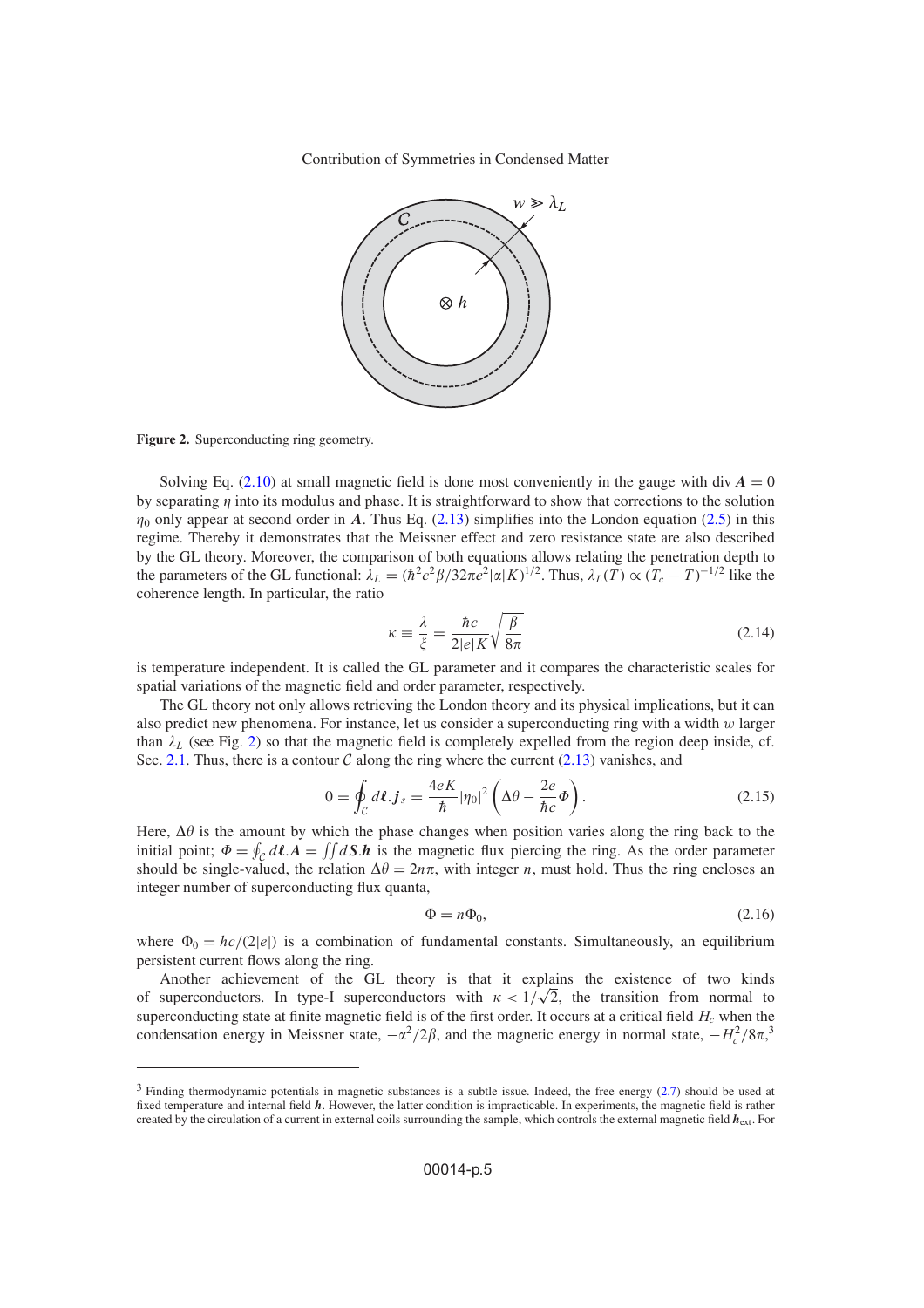**Figure 2.** Superconducting ring geometry.

Solving Eq. (2.10) at small magnetic field is done most conveniently in the gauge with div $\boldsymbol{A} = 0$ by separating $\eta$ into its modulus and phase. It is straightforward to show that corrections to the solution $\eta_0$ only appear at second order in $\boldsymbol{A}$. Thus Eq. (2.13) simplifies into the London equation (2.5) in this regime. Thereby it demonstrates that the Meissner effect and zero resistance state are also described by the GL theory. Moreover, the comparison of both equations allows relating the penetration depth to the parameters of the GL functional: $\lambda_L = (\hbar^2 c^2 \beta / 32\pi e^2 |\alpha| K)^{1/2}$. Thus, $\lambda_L(T) \propto (T_c - T)^{-1/2}$ like the coherence length. In particular, the ratio

$$\kappa \equiv \frac{\lambda}{\xi} = \frac{\hbar c}{2|e|K}\sqrt{\frac{\beta}{8\pi}} \tag{2.14}$$

is temperature independent. It is called the GL parameter and it compares the characteristic scales for spatial variations of the magnetic field and order parameter, respectively.

The GL theory not only allows retrieving the London theory and its physical implications, but it can also predict new phenomena. For instance, let us consider a superconducting ring with a width $w$ larger than $\lambda_L$ (see Fig. 2) so that the magnetic field is completely expelled from the region deep inside, cf. Sec. 2.1. Thus, there is a contour $\mathcal{C}$ along the ring where the current (2.13) vanishes, and

$$0 = \oint_{\mathcal{C}} d\boldsymbol{\ell}.\boldsymbol{j}_s = \frac{4eK}{\hbar}|\eta_0|^2 \left(\Delta\theta - \frac{2e}{\hbar c}\Phi\right). \tag{2.15}$$

Here, $\Delta\theta$ is the amount by which the phase changes when position varies along the ring back to the initial point; $\Phi = \oint_{\mathcal{C}} d\boldsymbol{\ell}.\boldsymbol{A} = \iint d\boldsymbol{S}.\boldsymbol{h}$ is the magnetic flux piercing the ring. As the order parameter should be single-valued, the relation $\Delta\theta = 2n\pi$, with integer $n$, must hold. Thus the ring encloses an integer number of superconducting flux quanta,

$$\Phi = n\Phi_0, \tag{2.16}$$

where $\Phi_0 = hc/(2|e|)$ is a combination of fundamental constants. Simultaneously, an equilibrium persistent current flows along the ring.

Another achievement of the GL theory is that it explains the existence of two kinds of superconductors. In type-I superconductors with $\kappa < 1/\sqrt{2}$, the transition from normal to superconducting state at finite magnetic field is of the first order. It occurs at a critical field $H_c$ when the condensation energy in Meissner state, $-\alpha^2/2\beta$, and the magnetic energy in normal state, $-H_c^2/8\pi$,[3]

---

[3] Finding thermodynamic potentials in magnetic substances is a subtle issue. Indeed, the free energy (2.7) should be used at fixed temperature and internal field $\boldsymbol{h}$. However, the latter condition is impracticable. In experiments, the magnetic field is rather created by the circulation of a current in external coils surrounding the sample, which controls the external magnetic field $\boldsymbol{h}_{\text{ext}}$. For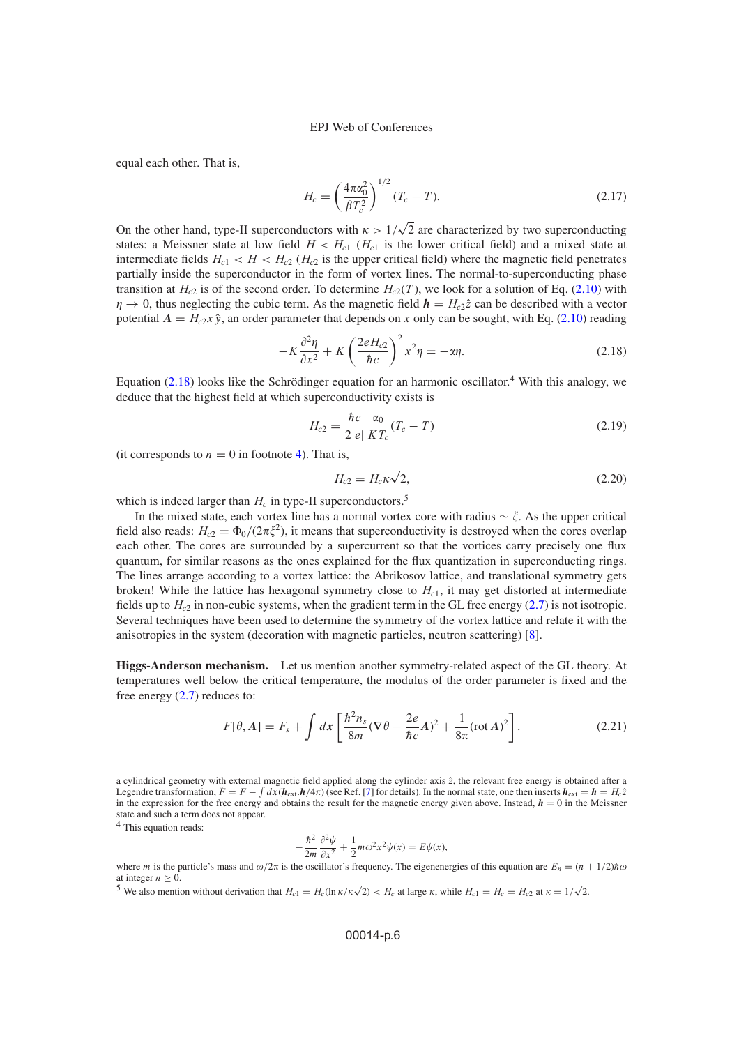equal each other. That is,

$$H_c = \left(\frac{4\pi\alpha_0^2}{\beta T_c^2}\right)^{1/2}(T_c - T). \tag{2.17}$$

On the other hand, type-II superconductors with $\kappa > 1/\sqrt{2}$ are characterized by two superconducting states: a Meissner state at low field $H < H_{c1}$ ($H_{c1}$ is the lower critical field) and a mixed state at intermediate fields $H_{c1} < H < H_{c2}$ ($H_{c2}$ is the upper critical field) where the magnetic field penetrates partially inside the superconductor in the form of vortex lines. The normal-to-superconducting phase transition at $H_{c2}$ is of the second order. To determine $H_{c2}(T)$, we look for a solution of Eq. (2.10) with $\eta \to 0$, thus neglecting the cubic term. As the magnetic field $\boldsymbol{h} = H_{c2}\hat{z}$ can be described with a vector potential $\boldsymbol{A} = H_{c2}x\,\hat{\boldsymbol{y}}$, an order parameter that depends on $x$ only can be sought, with Eq. (2.10) reading

$$-K\frac{\partial^2\eta}{\partial x^2} + K\left(\frac{2eH_{c2}}{\hbar c}\right)^2 x^2\eta = -\alpha\eta. \tag{2.18}$$

Equation (2.18) looks like the Schrödinger equation for an harmonic oscillator.[4] With this analogy, we deduce that the highest field at which superconductivity exists is

$$H_{c2} = \frac{\hbar c}{2|e|}\frac{\alpha_0}{KT_c}(T_c - T) \tag{2.19}$$

(it corresponds to $n = 0$ in footnote 4). That is,

$$H_{c2} = H_c\kappa\sqrt{2}, \tag{2.20}$$

which is indeed larger than $H_c$ in type-II superconductors.[5]

In the mixed state, each vortex line has a normal vortex core with radius $\sim \xi$. As the upper critical field also reads: $H_{c2} = \Phi_0/(2\pi\xi^2)$, it means that superconductivity is destroyed when the cores overlap each other. The cores are surrounded by a supercurrent so that the vortices carry precisely one flux quantum, for similar reasons as the ones explained for the flux quantization in superconducting rings. The lines arrange according to a vortex lattice: the Abrikosov lattice, and translational symmetry gets broken! While the lattice has hexagonal symmetry close to $H_{c1}$, it may get distorted at intermediate fields up to $H_{c2}$ in non-cubic systems, when the gradient term in the GL free energy (2.7) is not isotropic. Several techniques have been used to determine the symmetry of the vortex lattice and relate it with the anisotropies in the system (decoration with magnetic particles, neutron scattering) [8].

**Higgs-Anderson mechanism.** Let us mention another symmetry-related aspect of the GL theory. At temperatures well below the critical temperature, the modulus of the order parameter is fixed and the free energy (2.7) reduces to:

$$F[\theta, \boldsymbol{A}] = F_s + \int d\boldsymbol{x}\left[\frac{\hbar^2 n_s}{8m}(\boldsymbol{\nabla}\theta - \frac{2e}{\hbar c}\boldsymbol{A})^2 + \frac{1}{8\pi}(\mathrm{rot}\,\boldsymbol{A})^2\right]. \tag{2.21}$$

---

a cylindrical geometry with external magnetic field applied along the cylinder axis $\hat{z}$, the relevant free energy is obtained after a Legendre transformation, $\tilde{F} = F - \int d\boldsymbol{x}(\boldsymbol{h}_{\text{ext}}.\boldsymbol{h}/4\pi)$ (see Ref. [7] for details). In the normal state, one then inserts $\boldsymbol{h}_{\text{ext}} = \boldsymbol{h} = H_c\hat{z}$ in the expression for the free energy and obtains the result for the magnetic energy given above. Instead, $\boldsymbol{h} = 0$ in the Meissner state and such a term does not appear.

[4] This equation reads:

$$-\frac{\hbar^2}{2m}\frac{\partial^2\psi}{\partial x^2} + \frac{1}{2}m\omega^2x^2\psi(x) = E\psi(x),$$

where $m$ is the particle's mass and $\omega/2\pi$ is the oscillator's frequency. The eigenenergies of this equation are $E_n = (n + 1/2)\hbar\omega$ at integer $n \geq 0$.

[5] We also mention without derivation that $H_{c1} = H_c(\ln\kappa/\kappa\sqrt{2}) < H_c$ at large $\kappa$, while $H_{c1} = H_c = H_{c2}$ at $\kappa = 1/\sqrt{2}$.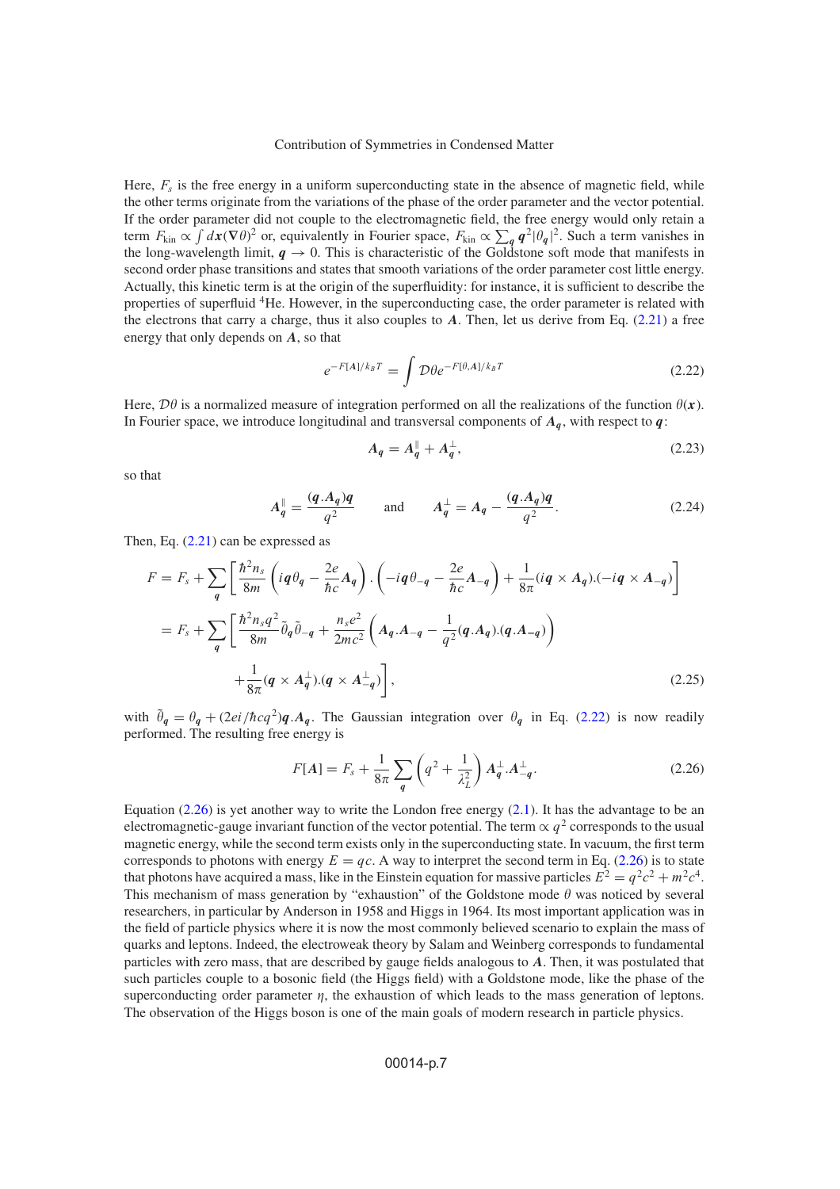Here, $F_s$ is the free energy in a uniform superconducting state in the absence of magnetic field, while the other terms originate from the variations of the phase of the order parameter and the vector potential. If the order parameter did not couple to the electromagnetic field, the free energy would only retain a term $F_{\text{kin}} \propto \int d\boldsymbol{x}(\nabla\theta)^2$ or, equivalently in Fourier space, $F_{\text{kin}} \propto \sum_{\boldsymbol{q}} \boldsymbol{q}^2|\theta_{\boldsymbol{q}}|^2$. Such a term vanishes in the long-wavelength limit, $\boldsymbol{q} \to 0$. This is characteristic of the Goldstone soft mode that manifests in second order phase transitions and states that smooth variations of the order parameter cost little energy. Actually, this kinetic term is at the origin of the superfluidity: for instance, it is sufficient to describe the properties of superfluid $^4$He. However, in the superconducting case, the order parameter is related with the electrons that carry a charge, thus it also couples to $\boldsymbol{A}$. Then, let us derive from Eq. (2.21) a free energy that only depends on $\boldsymbol{A}$, so that

$$e^{-F[\boldsymbol{A}]/k_BT} = \int \mathcal{D}\theta e^{-F[\theta,\boldsymbol{A}]/k_BT} \tag{2.22}$$

Here, $\mathcal{D}\theta$ is a normalized measure of integration performed on all the realizations of the function $\theta(\boldsymbol{x})$. In Fourier space, we introduce longitudinal and transversal components of $\boldsymbol{A}_{\boldsymbol{q}}$, with respect to $\boldsymbol{q}$:

$$\boldsymbol{A}_{\boldsymbol{q}} = \boldsymbol{A}_{\boldsymbol{q}}^{\parallel} + \boldsymbol{A}_{\boldsymbol{q}}^{\perp}, \tag{2.23}$$

so that

$$\boldsymbol{A}_{\boldsymbol{q}}^{\parallel} = \frac{(\boldsymbol{q}.\boldsymbol{A}_{\boldsymbol{q}})\boldsymbol{q}}{q^2} \qquad \text{and} \qquad \boldsymbol{A}_{\boldsymbol{q}}^{\perp} = \boldsymbol{A}_{\boldsymbol{q}} - \frac{(\boldsymbol{q}.\boldsymbol{A}_{\boldsymbol{q}})\boldsymbol{q}}{q^2}. \tag{2.24}$$

Then, Eq. (2.21) can be expressed as

$$\begin{aligned}
F &= F_s + \sum_{\boldsymbol{q}} \left[ \frac{\hbar^2 n_s}{8m}\left( i\boldsymbol{q}\theta_{\boldsymbol{q}} - \frac{2e}{\hbar c}\boldsymbol{A}_{\boldsymbol{q}} \right).\left( -i\boldsymbol{q}\theta_{-\boldsymbol{q}} - \frac{2e}{\hbar c}\boldsymbol{A}_{-\boldsymbol{q}} \right) + \frac{1}{8\pi}(i\boldsymbol{q}\times\boldsymbol{A}_{\boldsymbol{q}}).(-i\boldsymbol{q}\times\boldsymbol{A}_{-\boldsymbol{q}}) \right] \\
&= F_s + \sum_{\boldsymbol{q}} \left[ \frac{\hbar^2 n_s q^2}{8m}\tilde{\theta}_{\boldsymbol{q}}\tilde{\theta}_{-\boldsymbol{q}} + \frac{n_s e^2}{2mc^2}\left( \boldsymbol{A}_{\boldsymbol{q}}.\boldsymbol{A}_{-\boldsymbol{q}} - \frac{1}{q^2}(\boldsymbol{q}.\boldsymbol{A}_{\boldsymbol{q}}).(\boldsymbol{q}.\boldsymbol{A}_{-\boldsymbol{q}}) \right) \right. \\
&\qquad \left. + \frac{1}{8\pi}(\boldsymbol{q}\times\boldsymbol{A}_{\boldsymbol{q}}^{\perp}).(\boldsymbol{q}\times\boldsymbol{A}_{-\boldsymbol{q}}^{\perp}) \right],
\end{aligned} \tag{2.25}$$

with $\tilde{\theta}_{\boldsymbol{q}} = \theta_{\boldsymbol{q}} + (2ei/\hbar c q^2)\boldsymbol{q}.\boldsymbol{A}_{\boldsymbol{q}}$. The Gaussian integration over $\theta_{\boldsymbol{q}}$ in Eq. (2.22) is now readily performed. The resulting free energy is

$$F[\boldsymbol{A}] = F_s + \frac{1}{8\pi}\sum_{\boldsymbol{q}} \left( q^2 + \frac{1}{\lambda_L^2} \right) \boldsymbol{A}_{\boldsymbol{q}}^{\perp}.\boldsymbol{A}_{-\boldsymbol{q}}^{\perp}. \tag{2.26}$$

Equation (2.26) is yet another way to write the London free energy (2.1). It has the advantage to be an electromagnetic-gauge invariant function of the vector potential. The term $\propto q^2$ corresponds to the usual magnetic energy, while the second term exists only in the superconducting state. In vacuum, the first term corresponds to photons with energy $E = qc$. A way to interpret the second term in Eq. (2.26) is to state that photons have acquired a mass, like in the Einstein equation for massive particles $E^2 = q^2c^2 + m^2c^4$. This mechanism of mass generation by "exhaustion" of the Goldstone mode $\theta$ was noticed by several researchers, in particular by Anderson in 1958 and Higgs in 1964. Its most important application was in the field of particle physics where it is now the most commonly believed scenario to explain the mass of quarks and leptons. Indeed, the electroweak theory by Salam and Weinberg corresponds to fundamental particles with zero mass, that are described by gauge fields analogous to $\boldsymbol{A}$. Then, it was postulated that such particles couple to a bosonic field (the Higgs field) with a Goldstone mode, like the phase of the superconducting order parameter $\eta$, the exhaustion of which leads to the mass generation of leptons. The observation of the Higgs boson is one of the main goals of modern research in particle physics.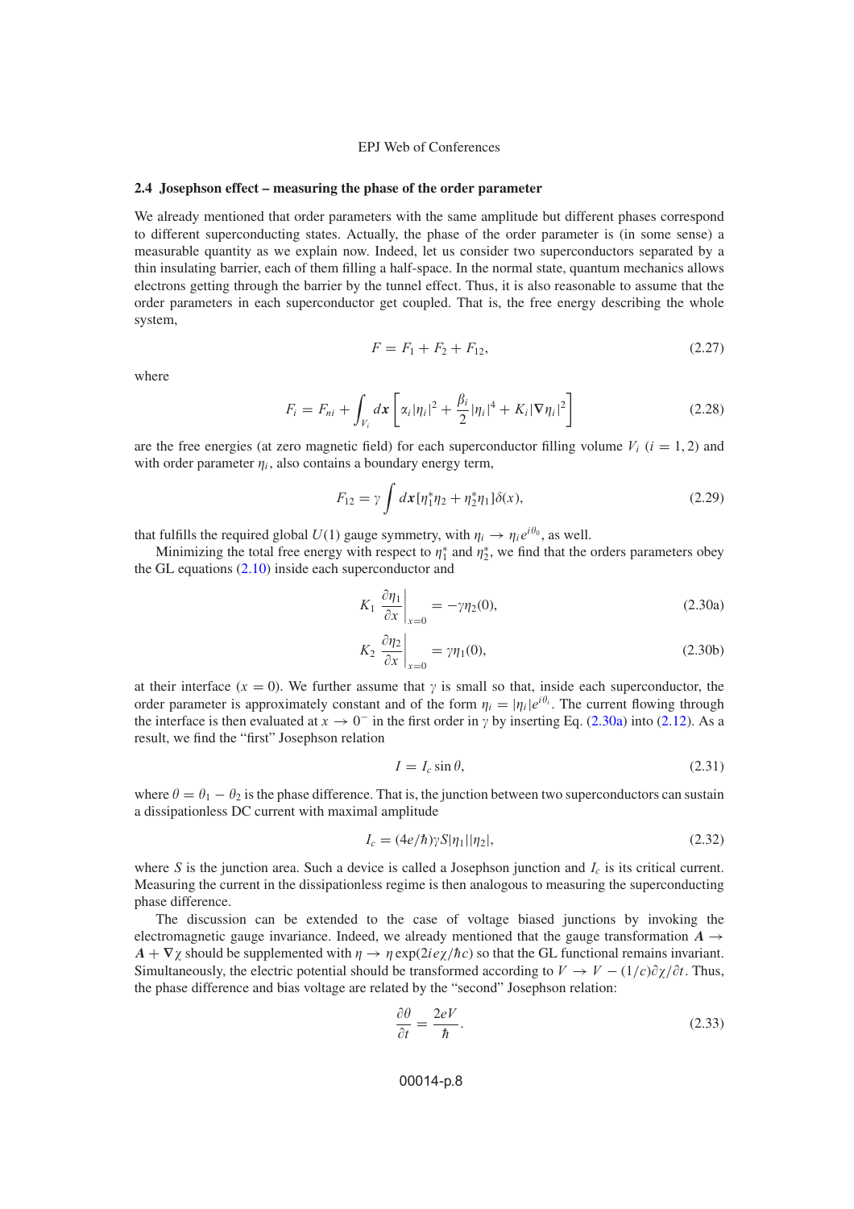### 2.4 Josephson effect – measuring the phase of the order parameter

We already mentioned that order parameters with the same amplitude but different phases correspond to different superconducting states. Actually, the phase of the order parameter is (in some sense) a measurable quantity as we explain now. Indeed, let us consider two superconductors separated by a thin insulating barrier, each of them filling a half-space. In the normal state, quantum mechanics allows electrons getting through the barrier by the tunnel effect. Thus, it is also reasonable to assume that the order parameters in each superconductor get coupled. That is, the free energy describing the whole system,

$$F = F_1 + F_2 + F_{12}, \tag{2.27}$$

where

$$F_i = F_{ni} + \int_{V_i} d\boldsymbol{x} \left[ \alpha_i |\eta_i|^2 + \frac{\beta_i}{2} |\eta_i|^4 + K_i |\nabla \eta_i|^2 \right] \tag{2.28}$$

are the free energies (at zero magnetic field) for each superconductor filling volume $V_i$ ($i = 1, 2$) and with order parameter $\eta_i$, also contains a boundary energy term,

$$F_{12} = \gamma \int d\boldsymbol{x} [\eta_1^* \eta_2 + \eta_2^* \eta_1] \delta(x), \tag{2.29}$$

that fulfills the required global $U(1)$ gauge symmetry, with $\eta_i \to \eta_i e^{i\theta_0}$, as well.

Minimizing the total free energy with respect to $\eta_1^*$ and $\eta_2^*$, we find that the orders parameters obey the GL equations (2.10) inside each superconductor and

$$K_1 \left. \frac{\partial \eta_1}{\partial x} \right|_{x=0} = -\gamma \eta_2(0), \tag{2.30a}$$

$$K_2 \left. \frac{\partial \eta_2}{\partial x} \right|_{x=0} = \gamma \eta_1(0), \tag{2.30b}$$

at their interface ($x = 0$). We further assume that $\gamma$ is small so that, inside each superconductor, the order parameter is approximately constant and of the form $\eta_i = |\eta_i| e^{i\theta_i}$. The current flowing through the interface is then evaluated at $x \to 0^-$ in the first order in $\gamma$ by inserting Eq. (2.30a) into (2.12). As a result, we find the "first" Josephson relation

$$I = I_c \sin\theta, \tag{2.31}$$

where $\theta = \theta_1 - \theta_2$ is the phase difference. That is, the junction between two superconductors can sustain a dissipationless DC current with maximal amplitude

$$I_c = (4e/\hbar)\gamma S |\eta_1||\eta_2|, \tag{2.32}$$

where $S$ is the junction area. Such a device is called a Josephson junction and $I_c$ is its critical current. Measuring the current in the dissipationless regime is then analogous to measuring the superconducting phase difference.

The discussion can be extended to the case of voltage biased junctions by invoking the electromagnetic gauge invariance. Indeed, we already mentioned that the gauge transformation $\boldsymbol{A} \to \boldsymbol{A} + \nabla\chi$ should be supplemented with $\eta \to \eta \exp(2ie\chi/\hbar c)$ so that the GL functional remains invariant. Simultaneously, the electric potential should be transformed according to $V \to V - (1/c)\partial\chi/\partial t$. Thus, the phase difference and bias voltage are related by the "second" Josephson relation:

$$\frac{\partial \theta}{\partial t} = \frac{2eV}{\hbar}. \tag{2.33}$$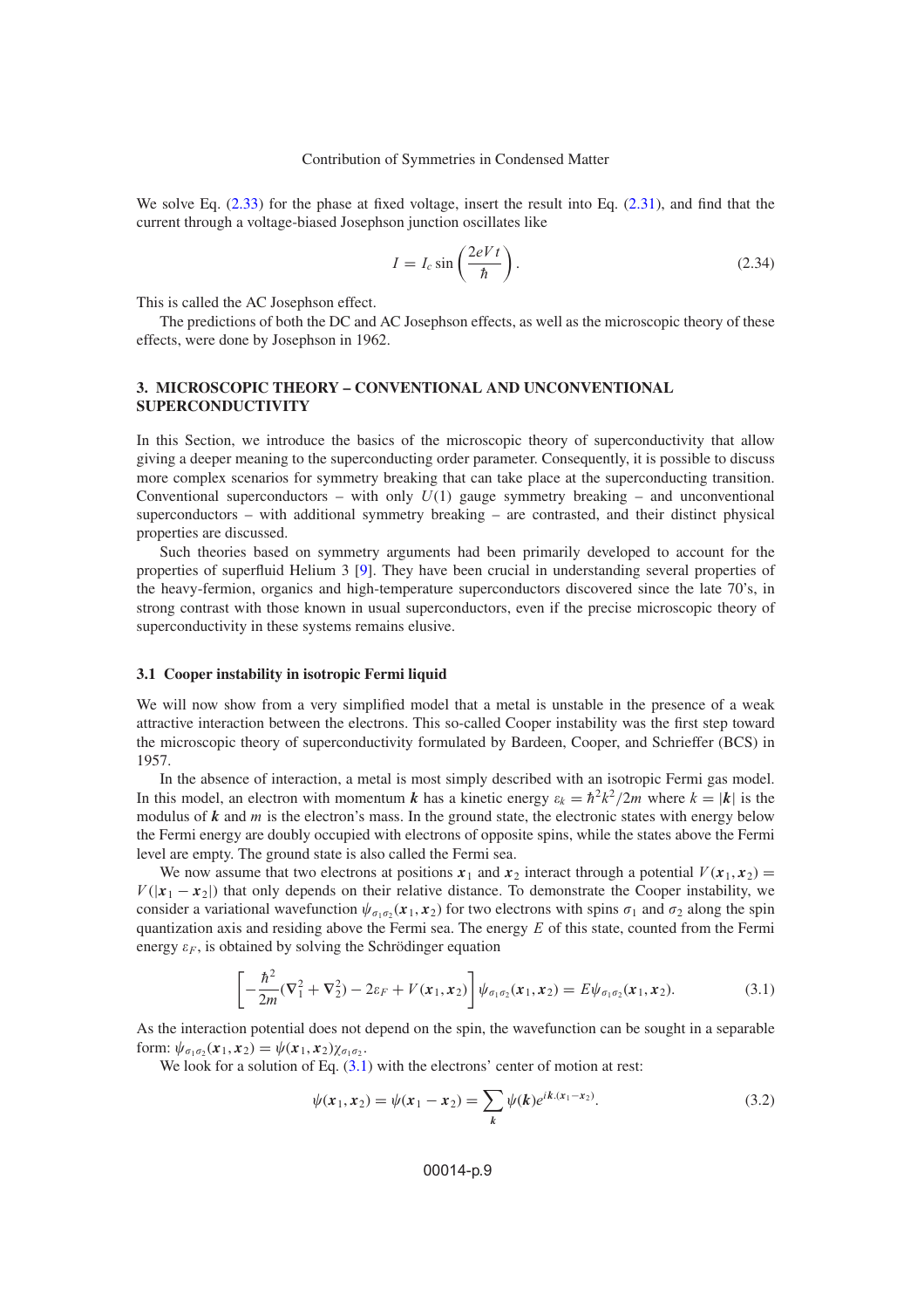We solve Eq. (2.33) for the phase at fixed voltage, insert the result into Eq. (2.31), and find that the current through a voltage-biased Josephson junction oscillates like

$$I = I_c \sin\left(\frac{2eVt}{\hbar}\right). \tag{2.34}$$

This is called the AC Josephson effect.

The predictions of both the DC and AC Josephson effects, as well as the microscopic theory of these effects, were done by Josephson in 1962.

## 3. MICROSCOPIC THEORY – CONVENTIONAL AND UNCONVENTIONAL SUPERCONDUCTIVITY

In this Section, we introduce the basics of the microscopic theory of superconductivity that allow giving a deeper meaning to the superconducting order parameter. Consequently, it is possible to discuss more complex scenarios for symmetry breaking that can take place at the superconducting transition. Conventional superconductors – with only $U(1)$ gauge symmetry breaking – and unconventional superconductors – with additional symmetry breaking – are contrasted, and their distinct physical properties are discussed.

Such theories based on symmetry arguments had been primarily developed to account for the properties of superfluid Helium 3 [9]. They have been crucial in understanding several properties of the heavy-fermion, organics and high-temperature superconductors discovered since the late 70's, in strong contrast with those known in usual superconductors, even if the precise microscopic theory of superconductivity in these systems remains elusive.

### 3.1 Cooper instability in isotropic Fermi liquid

We will now show from a very simplified model that a metal is unstable in the presence of a weak attractive interaction between the electrons. This so-called Cooper instability was the first step toward the microscopic theory of superconductivity formulated by Bardeen, Cooper, and Schrieffer (BCS) in 1957.

In the absence of interaction, a metal is most simply described with an isotropic Fermi gas model. In this model, an electron with momentum $\boldsymbol{k}$ has a kinetic energy $\varepsilon_k = \hbar^2 k^2/2m$ where $k = |\boldsymbol{k}|$ is the modulus of $\boldsymbol{k}$ and $m$ is the electron's mass. In the ground state, the electronic states with energy below the Fermi energy are doubly occupied with electrons of opposite spins, while the states above the Fermi level are empty. The ground state is also called the Fermi sea.

We now assume that two electrons at positions $\boldsymbol{x}_1$ and $\boldsymbol{x}_2$ interact through a potential $V(\boldsymbol{x}_1, \boldsymbol{x}_2) = V(|\boldsymbol{x}_1 - \boldsymbol{x}_2|)$ that only depends on their relative distance. To demonstrate the Cooper instability, we consider a variational wavefunction $\psi_{\sigma_1\sigma_2}(\boldsymbol{x}_1, \boldsymbol{x}_2)$ for two electrons with spins $\sigma_1$ and $\sigma_2$ along the spin quantization axis and residing above the Fermi sea. The energy $E$ of this state, counted from the Fermi energy $\varepsilon_F$, is obtained by solving the Schrödinger equation

$$\left[-\frac{\hbar^2}{2m}(\nabla_1^2 + \nabla_2^2) - 2\varepsilon_F + V(\boldsymbol{x}_1, \boldsymbol{x}_2)\right]\psi_{\sigma_1\sigma_2}(\boldsymbol{x}_1, \boldsymbol{x}_2) = E\psi_{\sigma_1\sigma_2}(\boldsymbol{x}_1, \boldsymbol{x}_2). \tag{3.1}$$

As the interaction potential does not depend on the spin, the wavefunction can be sought in a separable form: $\psi_{\sigma_1\sigma_2}(\boldsymbol{x}_1, \boldsymbol{x}_2) = \psi(\boldsymbol{x}_1, \boldsymbol{x}_2)\chi_{\sigma_1\sigma_2}$.

We look for a solution of Eq. (3.1) with the electrons' center of motion at rest:

$$\psi(\boldsymbol{x}_1, \boldsymbol{x}_2) = \psi(\boldsymbol{x}_1 - \boldsymbol{x}_2) = \sum_{\boldsymbol{k}} \psi(\boldsymbol{k}) e^{i\boldsymbol{k}.(\boldsymbol{x}_1 - \boldsymbol{x}_2)}. \tag{3.2}$$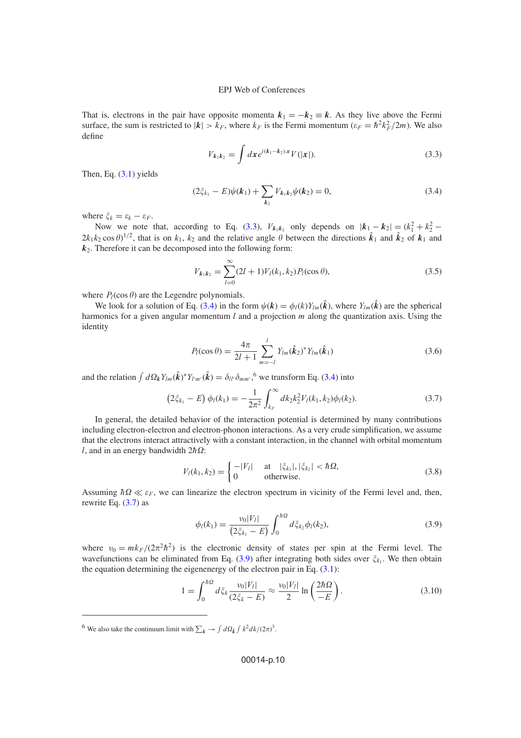That is, electrons in the pair have opposite momenta $\boldsymbol{k}_1 = -\boldsymbol{k}_2 \equiv \boldsymbol{k}$. As they live above the Fermi surface, the sum is restricted to $|\boldsymbol{k}| > k_F$, where $k_F$ is the Fermi momentum ($\varepsilon_F = \hbar^2 k_F^2/2m$). We also define

$$V_{\boldsymbol{k}_1\boldsymbol{k}_2} = \int d\boldsymbol{x} e^{i(\boldsymbol{k}_1-\boldsymbol{k}_2).\boldsymbol{x}} V(|\boldsymbol{x}|). \tag{3.3}$$

Then, Eq. (3.1) yields

$$(2\xi_{k_1} - E)\psi(\boldsymbol{k}_1) + \sum_{\boldsymbol{k}_2} V_{\boldsymbol{k}_1\boldsymbol{k}_2}\psi(\boldsymbol{k}_2) = 0, \tag{3.4}$$

where $\xi_k = \varepsilon_k - \varepsilon_F$.

Now we note that, according to Eq. (3.3), $V_{\boldsymbol{k}_1\boldsymbol{k}_2}$ only depends on $|\boldsymbol{k}_1 - \boldsymbol{k}_2| = (k_1^2 + k_2^2 - 2k_1k_2\cos\theta)^{1/2}$, that is on $k_1$, $k_2$ and the relative angle $\theta$ between the directions $\hat{\boldsymbol{k}}_1$ and $\hat{\boldsymbol{k}}_2$ of $\boldsymbol{k}_1$ and $\boldsymbol{k}_2$. Therefore it can be decomposed into the following form:

$$V_{\boldsymbol{k}_1\boldsymbol{k}_2} = \sum_{l=0}^{\infty}(2l+1)V_l(k_1,k_2)P_l(\cos\theta), \tag{3.5}$$

where $P_l(\cos\theta)$ are the Legendre polynomials.

We look for a solution of Eq. (3.4) in the form $\psi(\boldsymbol{k}) = \phi_l(k)Y_{lm}(\hat{\boldsymbol{k}})$, where $Y_{lm}(\hat{\boldsymbol{k}})$ are the spherical harmonics for a given angular momentum $l$ and a projection $m$ along the quantization axis. Using the identity

$$P_l(\cos\theta) = \frac{4\pi}{2l+1}\sum_{m=-l}^{l} Y_{lm}(\hat{\boldsymbol{k}}_2)^* Y_{lm}(\hat{\boldsymbol{k}}_1) \tag{3.6}$$

and the relation $\int d\Omega_{\boldsymbol{k}} Y_{lm}(\hat{\boldsymbol{k}})^* Y_{l'm'}(\hat{\boldsymbol{k}}) = \delta_{ll'}\delta_{mm'}$,[6] we transform Eq. (3.4) into

$$\left(2\xi_{k_1} - E\right)\phi_l(k_1) = -\frac{1}{2\pi^2}\int_{k_F}^{\infty} dk_2 k_2^2 V_l(k_1,k_2)\phi_l(k_2). \tag{3.7}$$

In general, the detailed behavior of the interaction potential is determined by many contributions including electron-electron and electron-phonon interactions. As a very crude simplification, we assume that the electrons interact attractively with a constant interaction, in the channel with orbital momentum $l$, and in an energy bandwidth $2\hbar\Omega$:

$$V_l(k_1,k_2) = \begin{cases} -|V_l| & \text{at} \quad |\xi_{k_1}|, |\xi_{k_2}| < \hbar\Omega, \\ 0 & \text{otherwise.} \end{cases} \tag{3.8}$$

Assuming $\hbar\Omega \ll \varepsilon_F$, we can linearize the electron spectrum in vicinity of the Fermi level and, then, rewrite Eq. (3.7) as

$$\phi_l(k_1) = \frac{\nu_0|V_l|}{\left(2\xi_{k_1} - E\right)}\int_0^{\hbar\Omega} d\xi_{k_2}\phi_l(k_2), \tag{3.9}$$

where $\nu_0 = mk_F/(2\pi^2\hbar^2)$ is the electronic density of states per spin at the Fermi level. The wavefunctions can be eliminated from Eq. (3.9) after integrating both sides over $\xi_{k_1}$. We then obtain the equation determining the eigenenergy of the electron pair in Eq. (3.1):

$$1 = \int_0^{\hbar\Omega} d\xi_k \frac{\nu_0|V_l|}{(2\xi_k - E)} \approx \frac{\nu_0|V_l|}{2}\ln\left(\frac{2\hbar\Omega}{-E}\right). \tag{3.10}$$

---

[6] We also take the continuum limit with $\sum_{\boldsymbol{k}} \to \int d\Omega_{\boldsymbol{k}} \int k^2 dk/(2\pi)^3$.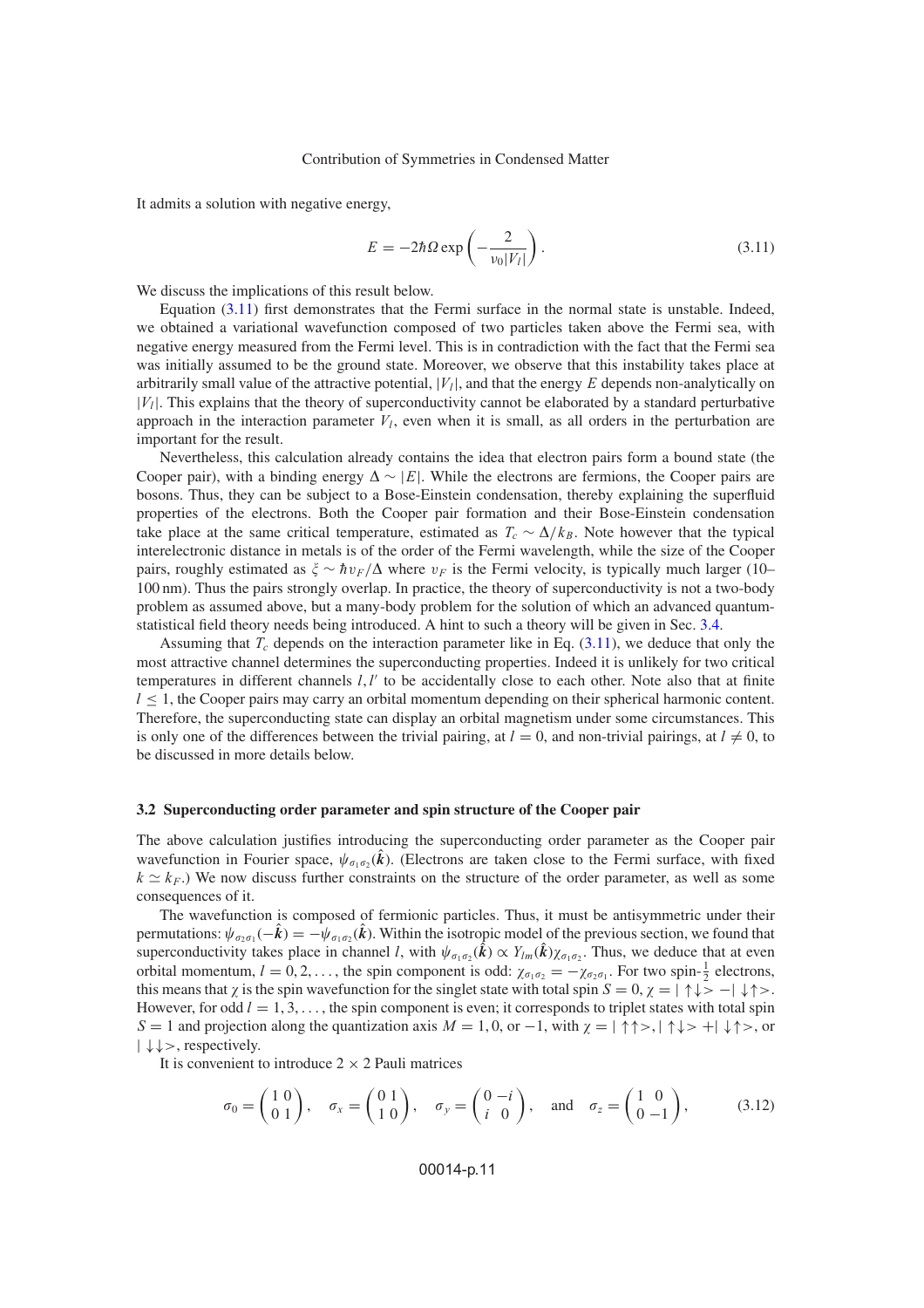It admits a solution with negative energy,

$$E = -2\hbar\Omega \exp\left(-\frac{2}{\nu_0|V_l|}\right). \tag{3.11}$$

We discuss the implications of this result below.

Equation (3.11) first demonstrates that the Fermi surface in the normal state is unstable. Indeed, we obtained a variational wavefunction composed of two particles taken above the Fermi sea, with negative energy measured from the Fermi level. This is in contradiction with the fact that the Fermi sea was initially assumed to be the ground state. Moreover, we observe that this instability takes place at arbitrarily small value of the attractive potential, $|V_l|$, and that the energy $E$ depends non-analytically on $|V_l|$. This explains that the theory of superconductivity cannot be elaborated by a standard perturbative approach in the interaction parameter $V_l$, even when it is small, as all orders in the perturbation are important for the result.

Nevertheless, this calculation already contains the idea that electron pairs form a bound state (the Cooper pair), with a binding energy $\Delta \sim |E|$. While the electrons are fermions, the Cooper pairs are bosons. Thus, they can be subject to a Bose-Einstein condensation, thereby explaining the superfluid properties of the electrons. Both the Cooper pair formation and their Bose-Einstein condensation take place at the same critical temperature, estimated as $T_c \sim \Delta/k_B$. Note however that the typical interelectronic distance in metals is of the order of the Fermi wavelength, while the size of the Cooper pairs, roughly estimated as $\xi \sim \hbar v_F/\Delta$ where $v_F$ is the Fermi velocity, is typically much larger (10–100 nm). Thus the pairs strongly overlap. In practice, the theory of superconductivity is not a two-body problem as assumed above, but a many-body problem for the solution of which an advanced quantum-statistical field theory needs being introduced. A hint to such a theory will be given in Sec. 3.4.

Assuming that $T_c$ depends on the interaction parameter like in Eq. (3.11), we deduce that only the most attractive channel determines the superconducting properties. Indeed it is unlikely for two critical temperatures in different channels $l, l'$ to be accidentally close to each other. Note also that at finite $l \leq 1$, the Cooper pairs may carry an orbital momentum depending on their spherical harmonic content. Therefore, the superconducting state can display an orbital magnetism under some circumstances. This is only one of the differences between the trivial pairing, at $l = 0$, and non-trivial pairings, at $l \neq 0$, to be discussed in more details below.

### 3.2 Superconducting order parameter and spin structure of the Cooper pair

The above calculation justifies introducing the superconducting order parameter as the Cooper pair wavefunction in Fourier space, $\psi_{\sigma_1\sigma_2}(\hat{\boldsymbol{k}})$. (Electrons are taken close to the Fermi surface, with fixed $k \simeq k_F$.) We now discuss further constraints on the structure of the order parameter, as well as some consequences of it.

The wavefunction is composed of fermionic particles. Thus, it must be antisymmetric under their permutations: $\psi_{\sigma_2\sigma_1}(-\hat{\boldsymbol{k}}) = -\psi_{\sigma_1\sigma_2}(\hat{\boldsymbol{k}})$. Within the isotropic model of the previous section, we found that superconductivity takes place in channel $l$, with $\psi_{\sigma_1\sigma_2}(\hat{\boldsymbol{k}}) \propto Y_{lm}(\hat{\boldsymbol{k}})\chi_{\sigma_1\sigma_2}$. Thus, we deduce that at even orbital momentum, $l = 0, 2, \ldots$, the spin component is odd: $\chi_{\sigma_1\sigma_2} = -\chi_{\sigma_2\sigma_1}$. For two spin-$\frac{1}{2}$ electrons, this means that $\chi$ is the spin wavefunction for the singlet state with total spin $S = 0$, $\chi = |\uparrow\downarrow\rangle - |\downarrow\uparrow\rangle$. However, for odd $l = 1, 3, \ldots$, the spin component is even; it corresponds to triplet states with total spin $S = 1$ and projection along the quantization axis $M = 1, 0$, or $-1$, with $\chi = |\uparrow\uparrow\rangle, |\uparrow\downarrow\rangle + |\downarrow\uparrow\rangle$, or $|\downarrow\downarrow\rangle$, respectively.

It is convenient to introduce $2 \times 2$ Pauli matrices

$$\sigma_0 = \begin{pmatrix} 1 & 0 \\ 0 & 1 \end{pmatrix}, \quad \sigma_x = \begin{pmatrix} 0 & 1 \\ 1 & 0 \end{pmatrix}, \quad \sigma_y = \begin{pmatrix} 0 & -i \\ i & 0 \end{pmatrix}, \quad \text{and} \quad \sigma_z = \begin{pmatrix} 1 & 0 \\ 0 & -1 \end{pmatrix}, \tag{3.12}$$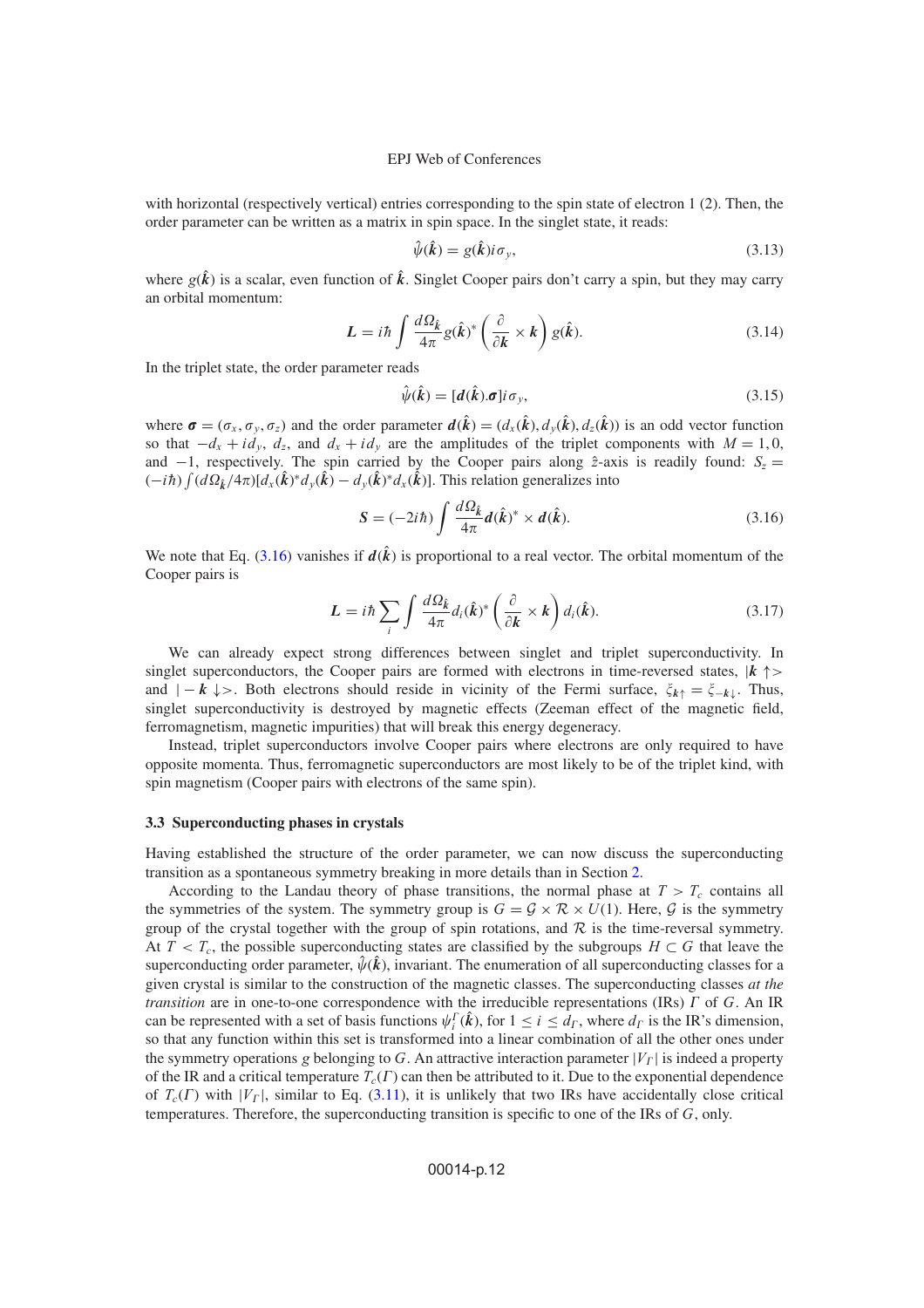with horizontal (respectively vertical) entries corresponding to the spin state of electron 1 (2). Then, the order parameter can be written as a matrix in spin space. In the singlet state, it reads:

$$\hat{\psi}(\hat{\boldsymbol{k}}) = g(\hat{\boldsymbol{k}}) i\sigma_y, \tag{3.13}$$

where $g(\hat{\boldsymbol{k}})$ is a scalar, even function of $\hat{\boldsymbol{k}}$. Singlet Cooper pairs don't carry a spin, but they may carry an orbital momentum:

$$\boldsymbol{L} = i\hbar \int \frac{d\Omega_{\hat{k}}}{4\pi} g(\hat{\boldsymbol{k}})^* \left( \frac{\partial}{\partial \boldsymbol{k}} \times \boldsymbol{k} \right) g(\hat{\boldsymbol{k}}). \tag{3.14}$$

In the triplet state, the order parameter reads

$$\hat{\psi}(\hat{\boldsymbol{k}}) = [\boldsymbol{d}(\hat{\boldsymbol{k}}).\boldsymbol{\sigma}] i\sigma_y, \tag{3.15}$$

where $\boldsymbol{\sigma} = (\sigma_x, \sigma_y, \sigma_z)$ and the order parameter $\boldsymbol{d}(\hat{\boldsymbol{k}}) = (d_x(\hat{\boldsymbol{k}}), d_y(\hat{\boldsymbol{k}}), d_z(\hat{\boldsymbol{k}}))$ is an odd vector function so that $-d_x + id_y$, $d_z$, and $d_x + id_y$ are the amplitudes of the triplet components with $M = 1, 0,$ and $-1$, respectively. The spin carried by the Cooper pairs along $\hat{z}$-axis is readily found: $S_z = (-i\hbar)\int (d\Omega_{\hat{k}}/4\pi)[d_x(\hat{\boldsymbol{k}})^* d_y(\hat{\boldsymbol{k}}) - d_y(\hat{\boldsymbol{k}})^* d_x(\hat{\boldsymbol{k}})]$. This relation generalizes into

$$\boldsymbol{S} = (-2i\hbar) \int \frac{d\Omega_{\hat{k}}}{4\pi} \boldsymbol{d}(\hat{\boldsymbol{k}})^* \times \boldsymbol{d}(\hat{\boldsymbol{k}}). \tag{3.16}$$

We note that Eq. (3.16) vanishes if $\boldsymbol{d}(\hat{\boldsymbol{k}})$ is proportional to a real vector. The orbital momentum of the Cooper pairs is

$$\boldsymbol{L} = i\hbar \sum_i \int \frac{d\Omega_{\hat{k}}}{4\pi} d_i(\hat{\boldsymbol{k}})^* \left( \frac{\partial}{\partial \boldsymbol{k}} \times \boldsymbol{k} \right) d_i(\hat{\boldsymbol{k}}). \tag{3.17}$$

We can already expect strong differences between singlet and triplet superconductivity. In singlet superconductors, the Cooper pairs are formed with electrons in time-reversed states, $|\boldsymbol{k} \uparrow>$ and $|-\boldsymbol{k} \downarrow>$. Both electrons should reside in vicinity of the Fermi surface, $\xi_{\boldsymbol{k}\uparrow} = \xi_{-\boldsymbol{k}\downarrow}$. Thus, singlet superconductivity is destroyed by magnetic effects (Zeeman effect of the magnetic field, ferromagnetism, magnetic impurities) that will break this energy degeneracy.

Instead, triplet superconductors involve Cooper pairs where electrons are only required to have opposite momenta. Thus, ferromagnetic superconductors are most likely to be of the triplet kind, with spin magnetism (Cooper pairs with electrons of the same spin).

### 3.3 Superconducting phases in crystals

Having established the structure of the order parameter, we can now discuss the superconducting transition as a spontaneous symmetry breaking in more details than in Section 2.

According to the Landau theory of phase transitions, the normal phase at $T > T_c$ contains all the symmetries of the system. The symmetry group is $G = \mathcal{G} \times \mathcal{R} \times U(1)$. Here, $\mathcal{G}$ is the symmetry group of the crystal together with the group of spin rotations, and $\mathcal{R}$ is the time-reversal symmetry. At $T < T_c$, the possible superconducting states are classified by the subgroups $H \subset G$ that leave the superconducting order parameter, $\hat{\psi}(\hat{\boldsymbol{k}})$, invariant. The enumeration of all superconducting classes for a given crystal is similar to the construction of the magnetic classes. The superconducting classes *at the transition* are in one-to-one correspondence with the irreducible representations (IRs) $\Gamma$ of $G$. An IR can be represented with a set of basis functions $\psi_i^\Gamma(\hat{\boldsymbol{k}})$, for $1 \leq i \leq d_\Gamma$, where $d_\Gamma$ is the IR's dimension, so that any function within this set is transformed into a linear combination of all the other ones under the symmetry operations $g$ belonging to $G$. An attractive interaction parameter $|V_\Gamma|$ is indeed a property of the IR and a critical temperature $T_c(\Gamma)$ can then be attributed to it. Due to the exponential dependence of $T_c(\Gamma)$ with $|V_\Gamma|$, similar to Eq. (3.11), it is unlikely that two IRs have accidentally close critical temperatures. Therefore, the superconducting transition is specific to one of the IRs of $G$, only.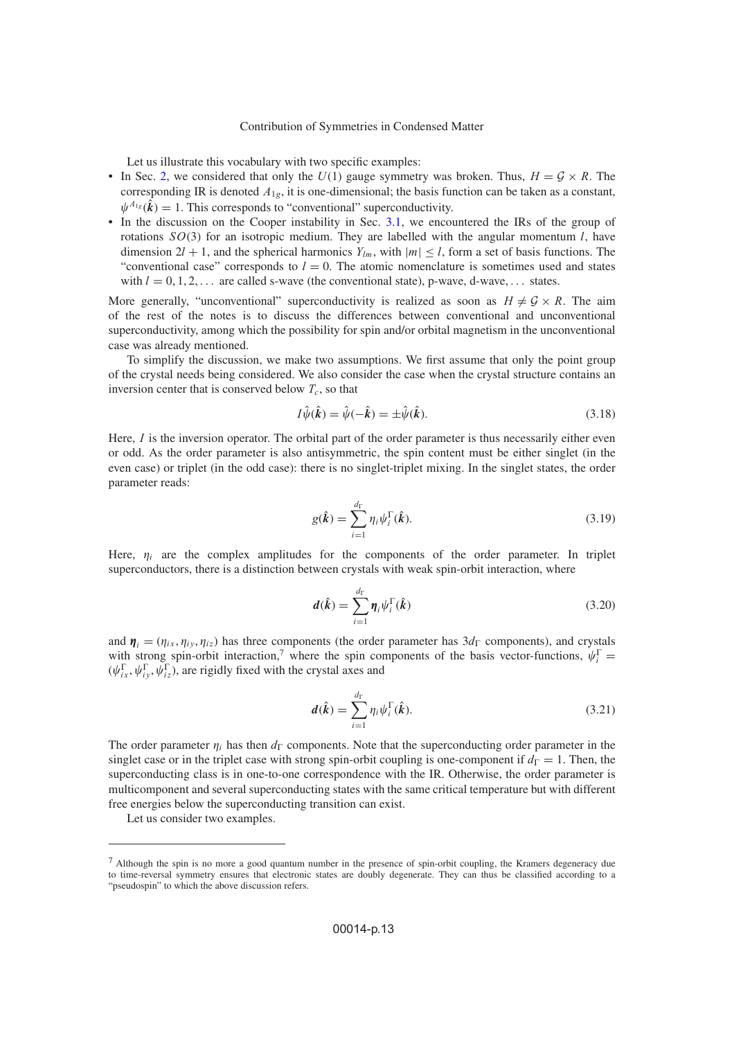Let us illustrate this vocabulary with two specific examples:

- In Sec. 2, we considered that only the $U(1)$ gauge symmetry was broken. Thus, $H = \mathcal{G} \times R$. The corresponding IR is denoted $A_{1g}$, it is one-dimensional; the basis function can be taken as a constant, $\psi^{A_{1g}}(\hat{\boldsymbol{k}}) = 1$. This corresponds to "conventional" superconductivity.
- In the discussion on the Cooper instability in Sec. 3.1, we encountered the IRs of the group of rotations $SO(3)$ for an isotropic medium. They are labelled with the angular momentum $l$, have dimension $2l + 1$, and the spherical harmonics $Y_{lm}$, with $|m| \le l$, form a set of basis functions. The "conventional case" corresponds to $l = 0$. The atomic nomenclature is sometimes used and states with $l = 0, 1, 2, \ldots$ are called s-wave (the conventional state), p-wave, d-wave, ... states.

More generally, "unconventional" superconductivity is realized as soon as $H \neq \mathcal{G} \times R$. The aim of the rest of the notes is to discuss the differences between conventional and unconventional superconductivity, among which the possibility for spin and/or orbital magnetism in the unconventional case was already mentioned.

To simplify the discussion, we make two assumptions. We first assume that only the point group of the crystal needs being considered. We also consider the case when the crystal structure contains an inversion center that is conserved below $T_c$, so that

$$I\hat{\psi}(\hat{\boldsymbol{k}}) = \hat{\psi}(-\hat{\boldsymbol{k}}) = \pm\hat{\psi}(\hat{\boldsymbol{k}}). \tag{3.18}$$

Here, $I$ is the inversion operator. The orbital part of the order parameter is thus necessarily either even or odd. As the order parameter is also antisymmetric, the spin content must be either singlet (in the even case) or triplet (in the odd case): there is no singlet-triplet mixing. In the singlet states, the order parameter reads:

$$g(\hat{\boldsymbol{k}}) = \sum_{i=1}^{d_\Gamma} \eta_i \psi_i^\Gamma(\hat{\boldsymbol{k}}). \tag{3.19}$$

Here, $\eta_i$ are the complex amplitudes for the components of the order parameter. In triplet superconductors, there is a distinction between crystals with weak spin-orbit interaction, where

$$\boldsymbol{d}(\hat{\boldsymbol{k}}) = \sum_{i=1}^{d_\Gamma} \boldsymbol{\eta}_i \psi_i^\Gamma(\hat{\boldsymbol{k}}) \tag{3.20}$$

and $\boldsymbol{\eta}_i = (\eta_{ix}, \eta_{iy}, \eta_{iz})$ has three components (the order parameter has $3d_\Gamma$ components), and crystals with strong spin-orbit interaction,[7] where the spin components of the basis vector-functions, $\psi_i^\Gamma = (\psi_{ix}^\Gamma, \psi_{iy}^\Gamma, \psi_{iz}^\Gamma)$, are rigidly fixed with the crystal axes and

$$\boldsymbol{d}(\hat{\boldsymbol{k}}) = \sum_{i=1}^{d_\Gamma} \eta_i \psi_i^\Gamma(\hat{\boldsymbol{k}}). \tag{3.21}$$

The order parameter $\eta_i$ has then $d_\Gamma$ components. Note that the superconducting order parameter in the singlet case or in the triplet case with strong spin-orbit coupling is one-component if $d_\Gamma = 1$. Then, the superconducting class is in one-to-one correspondence with the IR. Otherwise, the order parameter is multicomponent and several superconducting states with the same critical temperature but with different free energies below the superconducting transition can exist.

Let us consider two examples.

---

[7] Although the spin is no more a good quantum number in the presence of spin-orbit coupling, the Kramers degeneracy due to time-reversal symmetry ensures that electronic states are doubly degenerate. They can thus be classified according to a "pseudospin" to which the above discussion refers.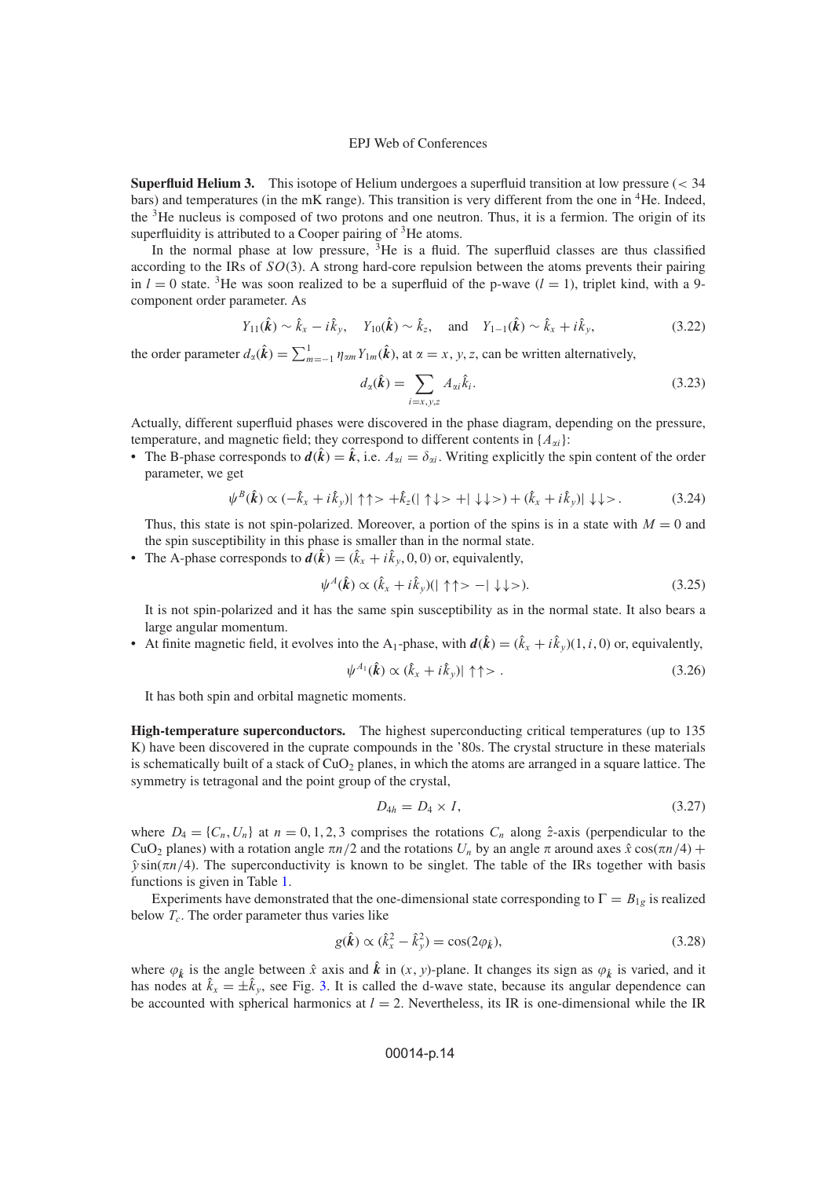**Superfluid Helium 3.** This isotope of Helium undergoes a superfluid transition at low pressure ($< 34$ bars) and temperatures (in the mK range). This transition is very different from the one in $^4$He. Indeed, the $^3$He nucleus is composed of two protons and one neutron. Thus, it is a fermion. The origin of its superfluidity is attributed to a Cooper pairing of $^3$He atoms.

In the normal phase at low pressure, $^3$He is a fluid. The superfluid classes are thus classified according to the IRs of $SO(3)$. A strong hard-core repulsion between the atoms prevents their pairing in $l = 0$ state. $^3$He was soon realized to be a superfluid of the p-wave ($l = 1$), triplet kind, with a 9-component order parameter. As

$$Y_{11}(\hat{\boldsymbol{k}}) \sim \hat{k}_x - i\hat{k}_y, \quad Y_{10}(\hat{\boldsymbol{k}}) \sim \hat{k}_z, \quad \text{and} \quad Y_{1-1}(\hat{\boldsymbol{k}}) \sim \hat{k}_x + i\hat{k}_y, \tag{3.22}$$

the order parameter $d_\alpha(\hat{\boldsymbol{k}}) = \sum_{m=-1}^{1} \eta_{\alpha m} Y_{1m}(\hat{\boldsymbol{k}})$, at $\alpha = x, y, z$, can be written alternatively,

$$d_\alpha(\hat{\boldsymbol{k}}) = \sum_{i=x,y,z} A_{\alpha i} \hat{k}_i. \tag{3.23}$$

Actually, different superfluid phases were discovered in the phase diagram, depending on the pressure, temperature, and magnetic field; they correspond to different contents in $\{A_{\alpha i}\}$:

- The B-phase corresponds to $\boldsymbol{d}(\hat{\boldsymbol{k}}) = \hat{\boldsymbol{k}}$, i.e. $A_{\alpha i} = \delta_{\alpha i}$. Writing explicitly the spin content of the order parameter, we get

$$\psi^B(\hat{\boldsymbol{k}}) \propto (-\hat{k}_x + i\hat{k}_y)|\uparrow\uparrow> + \hat{k}_z(|\uparrow\downarrow> + |\downarrow\downarrow>) + (\hat{k}_x + i\hat{k}_y)|\downarrow\downarrow>. \tag{3.24}$$

  Thus, this state is not spin-polarized. Moreover, a portion of the spins is in a state with $M = 0$ and the spin susceptibility in this phase is smaller than in the normal state.

- The A-phase corresponds to $\boldsymbol{d}(\hat{\boldsymbol{k}}) = (\hat{k}_x + i\hat{k}_y, 0, 0)$ or, equivalently,

$$\psi^A(\hat{\boldsymbol{k}}) \propto (\hat{k}_x + i\hat{k}_y)(|\uparrow\uparrow> - |\downarrow\downarrow>). \tag{3.25}$$

  It is not spin-polarized and it has the same spin susceptibility as in the normal state. It also bears a large angular momentum.

- At finite magnetic field, it evolves into the A$_1$-phase, with $\boldsymbol{d}(\hat{\boldsymbol{k}}) = (\hat{k}_x + i\hat{k}_y)(1, i, 0)$ or, equivalently,

$$\psi^{A_1}(\hat{\boldsymbol{k}}) \propto (\hat{k}_x + i\hat{k}_y)|\uparrow\uparrow>. \tag{3.26}$$

  It has both spin and orbital magnetic moments.

**High-temperature superconductors.** The highest superconducting critical temperatures (up to 135 K) have been discovered in the cuprate compounds in the '80s. The crystal structure in these materials is schematically built of a stack of $CuO_2$ planes, in which the atoms are arranged in a square lattice. The symmetry is tetragonal and the point group of the crystal,

$$D_{4h} = D_4 \times I, \tag{3.27}$$

where $D_4 = \{C_n, U_n\}$ at $n = 0, 1, 2, 3$ comprises the rotations $C_n$ along $\hat{z}$-axis (perpendicular to the $CuO_2$ planes) with a rotation angle $\pi n/2$ and the rotations $U_n$ by an angle $\pi$ around axes $\hat{x}\cos(\pi n/4) + \hat{y}\sin(\pi n/4)$. The superconductivity is known to be singlet. The table of the IRs together with basis functions is given in Table 1.

Experiments have demonstrated that the one-dimensional state corresponding to $\Gamma = B_{1g}$ is realized below $T_c$. The order parameter thus varies like

$$g(\hat{\boldsymbol{k}}) \propto (\hat{k}_x^2 - \hat{k}_y^2) = \cos(2\varphi_{\hat{\boldsymbol{k}}}), \tag{3.28}$$

where $\varphi_{\hat{\boldsymbol{k}}}$ is the angle between $\hat{x}$ axis and $\hat{\boldsymbol{k}}$ in $(x, y)$-plane. It changes its sign as $\varphi_{\hat{\boldsymbol{k}}}$ is varied, and it has nodes at $\hat{k}_x = \pm\hat{k}_y$, see Fig. 3. It is called the d-wave state, because its angular dependence can be accounted with spherical harmonics at $l = 2$. Nevertheless, its IR is one-dimensional while the IR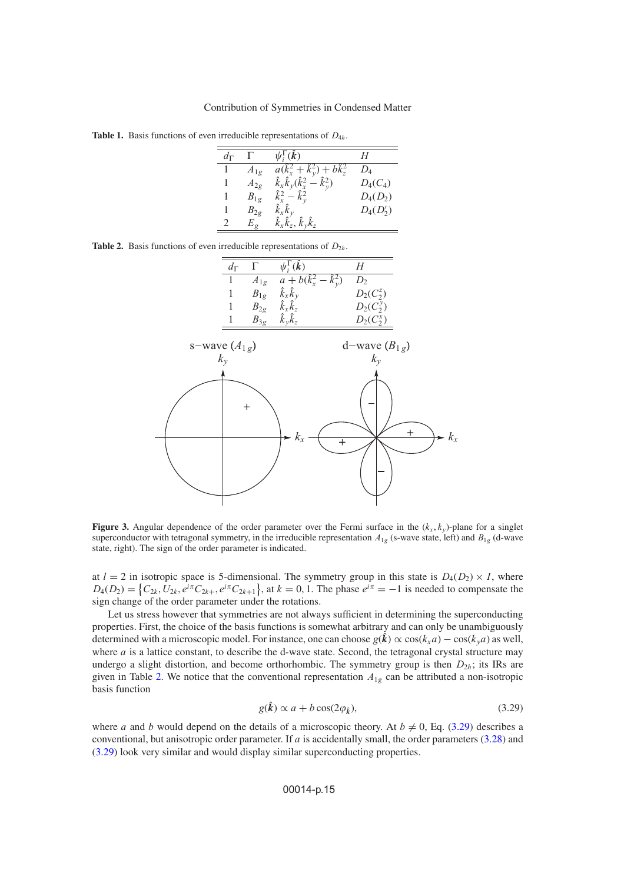**Table 1.** Basis functions of even irreducible representations of $D_{4h}$.

| $d_\Gamma$ | $\Gamma$ | $\psi_i^\Gamma(\hat{\boldsymbol{k}})$ | $H$ |
|---|---|---|---|
| 1 | $A_{1g}$ | $a(\hat{k}_x^2+\hat{k}_y^2)+b\hat{k}_z^2$ | $D_4$ |
| 1 | $A_{2g}$ | $\hat{k}_x\hat{k}_y(\hat{k}_x^2-\hat{k}_y^2)$ | $D_4(C_4)$ |
| 1 | $B_{1g}$ | $\hat{k}_x^2-\hat{k}_y^2$ | $D_4(D_2)$ |
| 1 | $B_{2g}$ | $\hat{k}_x\hat{k}_y$ | $D_4(D_2')$ |
| 2 | $E_g$ | $\hat{k}_x\hat{k}_z,\, \hat{k}_y\hat{k}_z$ | |

**Table 2.** Basis functions of even irreducible representations of $D_{2h}$.

| $d_\Gamma$ | $\Gamma$ | $\psi_i^\Gamma(\hat{\boldsymbol{k}})$ | $H$ |
|---|---|---|---|
| 1 | $A_{1g}$ | $a+b(\hat{k}_x^2-\hat{k}_y^2)$ | $D_2$ |
| 1 | $B_{1g}$ | $\hat{k}_x\hat{k}_y$ | $D_2(C_2^z)$ |
| 1 | $B_{2g}$ | $\hat{k}_x\hat{k}_z$ | $D_2(C_2^y)$ |
| 1 | $B_{3g}$ | $\hat{k}_y\hat{k}_z$ | $D_2(C_2^x)$ |

**Figure 3.** Angular dependence of the order parameter over the Fermi surface in the $(k_x, k_y)$-plane for a singlet superconductor with tetragonal symmetry, in the irreducible representation $A_{1g}$ (s-wave state, left) and $B_{1g}$ (d-wave state, right). The sign of the order parameter is indicated.

at $l = 2$ in isotropic space is 5-dimensional. The symmetry group in this state is $D_4(D_2) \times I$, where $D_4(D_2) = \left\{C_{2k}, U_{2k}, e^{i\pi}C_{2k+}, e^{i\pi}C_{2k+1}\right\}$, at $k = 0, 1$. The phase $e^{i\pi} = -1$ is needed to compensate the sign change of the order parameter under the rotations.

Let us stress however that symmetries are not always sufficient in determining the superconducting properties. First, the choice of the basis functions is somewhat arbitrary and can only be unambiguously determined with a microscopic model. For instance, one can choose $g(\hat{\boldsymbol{k}}) \propto \cos(k_x a) - \cos(k_y a)$ as well, where $a$ is a lattice constant, to describe the d-wave state. Second, the tetragonal crystal structure may undergo a slight distortion, and become orthorhombic. The symmetry group is then $D_{2h}$; its IRs are given in Table 2. We notice that the conventional representation $A_{1g}$ can be attributed a non-isotropic basis function

$$g(\hat{\boldsymbol{k}}) \propto a + b\cos(2\varphi_{\hat{\boldsymbol{k}}}), \tag{3.29}$$

where $a$ and $b$ would depend on the details of a microscopic theory. At $b \neq 0$, Eq. (3.29) describes a conventional, but anisotropic order parameter. If $a$ is accidentally small, the order parameters (3.28) and (3.29) look very similar and would display similar superconducting properties.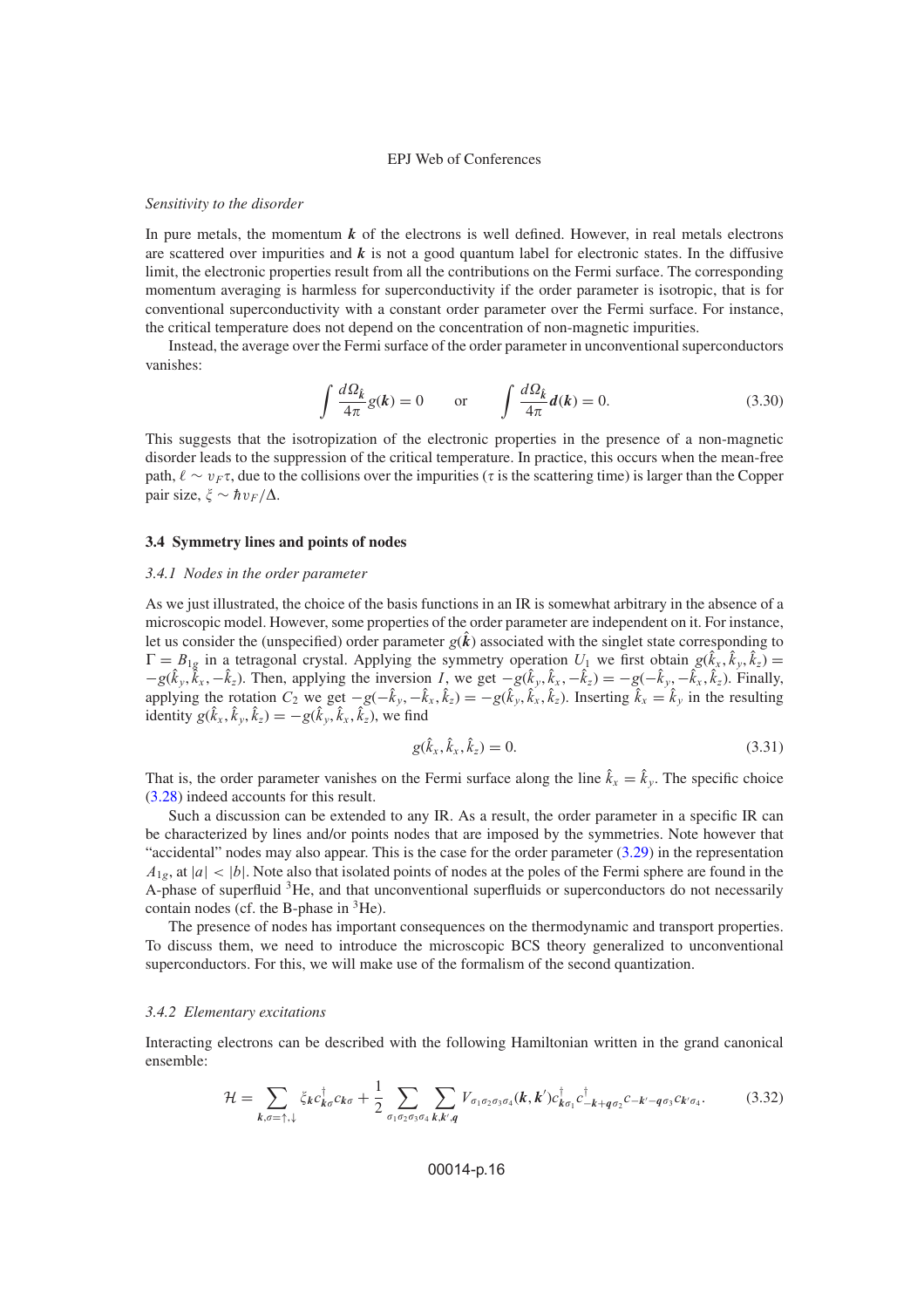*Sensitivity to the disorder*

In pure metals, the momentum $\boldsymbol{k}$ of the electrons is well defined. However, in real metals electrons are scattered over impurities and $\boldsymbol{k}$ is not a good quantum label for electronic states. In the diffusive limit, the electronic properties result from all the contributions on the Fermi surface. The corresponding momentum averaging is harmless for superconductivity if the order parameter is isotropic, that is for conventional superconductivity with a constant order parameter over the Fermi surface. For instance, the critical temperature does not depend on the concentration of non-magnetic impurities.

Instead, the average over the Fermi surface of the order parameter in unconventional superconductors vanishes:

$$\int \frac{d\Omega_{\hat{k}}}{4\pi} g(\boldsymbol{k}) = 0 \qquad \text{or} \qquad \int \frac{d\Omega_{\hat{k}}}{4\pi} \boldsymbol{d}(\boldsymbol{k}) = 0. \tag{3.30}$$

This suggests that the isotropization of the electronic properties in the presence of a non-magnetic disorder leads to the suppression of the critical temperature. In practice, this occurs when the mean-free path, $\ell \sim v_F \tau$, due to the collisions over the impurities ($\tau$ is the scattering time) is larger than the Copper pair size, $\xi \sim \hbar v_F/\Delta$.

### 3.4 Symmetry lines and points of nodes

#### 3.4.1 Nodes in the order parameter

As we just illustrated, the choice of the basis functions in an IR is somewhat arbitrary in the absence of a microscopic model. However, some properties of the order parameter are independent on it. For instance, let us consider the (unspecified) order parameter $g(\hat{\boldsymbol{k}})$ associated with the singlet state corresponding to $\Gamma = B_{1g}$ in a tetragonal crystal. Applying the symmetry operation $U_1$ we first obtain $g(\hat{k}_x, \hat{k}_y, \hat{k}_z) = -g(\hat{k}_y, \hat{k}_x, -\hat{k}_z)$. Then, applying the inversion $I$, we get $-g(\hat{k}_y, \hat{k}_x, -\hat{k}_z) = -g(-\hat{k}_y, -\hat{k}_x, \hat{k}_z)$. Finally, applying the rotation $C_2$ we get $-g(-\hat{k}_y, -\hat{k}_x, \hat{k}_z) = -g(\hat{k}_y, \hat{k}_x, \hat{k}_z)$. Inserting $\hat{k}_x = \hat{k}_y$ in the resulting identity $g(\hat{k}_x, \hat{k}_y, \hat{k}_z) = -g(\hat{k}_y, \hat{k}_x, \hat{k}_z)$, we find

$$g(\hat{k}_x, \hat{k}_x, \hat{k}_z) = 0. \tag{3.31}$$

That is, the order parameter vanishes on the Fermi surface along the line $\hat{k}_x = \hat{k}_y$. The specific choice (3.28) indeed accounts for this result.

Such a discussion can be extended to any IR. As a result, the order parameter in a specific IR can be characterized by lines and/or points nodes that are imposed by the symmetries. Note however that "accidental" nodes may also appear. This is the case for the order parameter (3.29) in the representation $A_{1g}$, at $|a| < |b|$. Note also that isolated points of nodes at the poles of the Fermi sphere are found in the A-phase of superfluid $^3$He, and that unconventional superfluids or superconductors do not necessarily contain nodes (cf. the B-phase in $^3$He).

The presence of nodes has important consequences on the thermodynamic and transport properties. To discuss them, we need to introduce the microscopic BCS theory generalized to unconventional superconductors. For this, we will make use of the formalism of the second quantization.

#### 3.4.2 Elementary excitations

Interacting electrons can be described with the following Hamiltonian written in the grand canonical ensemble:

$$\mathcal{H} = \sum_{\boldsymbol{k},\sigma=\uparrow,\downarrow} \xi_{\boldsymbol{k}} c^{\dagger}_{\boldsymbol{k}\sigma} c_{\boldsymbol{k}\sigma} + \frac{1}{2} \sum_{\sigma_1\sigma_2\sigma_3\sigma_4} \sum_{\boldsymbol{k},\boldsymbol{k}',\boldsymbol{q}} V_{\sigma_1\sigma_2\sigma_3\sigma_4}(\boldsymbol{k},\boldsymbol{k}') c^{\dagger}_{\boldsymbol{k}\sigma_1} c^{\dagger}_{-\boldsymbol{k}+\boldsymbol{q}\sigma_2} c_{-\boldsymbol{k}'-\boldsymbol{q}\sigma_3} c_{\boldsymbol{k}'\sigma_4}. \tag{3.32}$$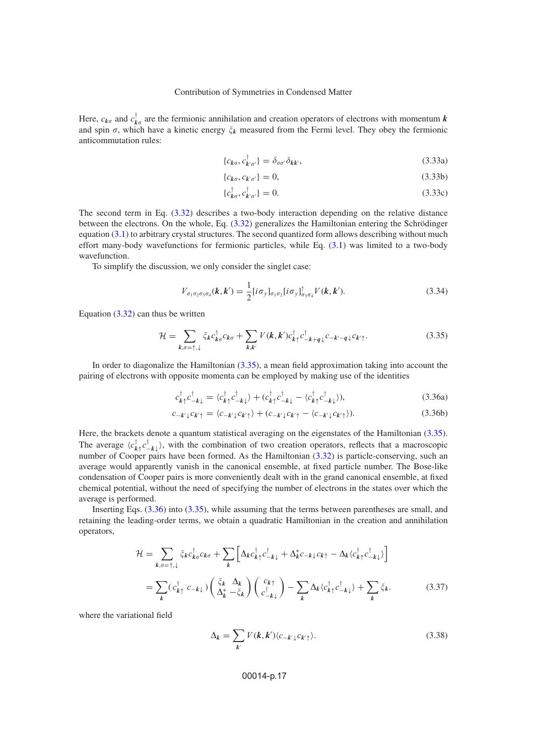Here, $c_{\boldsymbol{k}\sigma}$ and $c^\dagger_{\boldsymbol{k}\sigma}$ are the fermionic annihilation and creation operators of electrons with momentum $\boldsymbol{k}$ and spin $\sigma$, which have a kinetic energy $\xi_{\boldsymbol{k}}$ measured from the Fermi level. They obey the fermionic anticommutation rules:

$$\{c_{\boldsymbol{k}\sigma}, c^\dagger_{\boldsymbol{k}'\sigma'}\} = \delta_{\sigma\sigma'}\delta_{\boldsymbol{k}\boldsymbol{k}'}, \tag{3.33a}$$

$$\{c_{\boldsymbol{k}\sigma}, c_{\boldsymbol{k}'\sigma'}\} = 0, \tag{3.33b}$$

$$\{c^\dagger_{\boldsymbol{k}\sigma}, c^\dagger_{\boldsymbol{k}'\sigma'}\} = 0. \tag{3.33c}$$

The second term in Eq. (3.32) describes a two-body interaction depending on the relative distance between the electrons. On the whole, Eq. (3.32) generalizes the Hamiltonian entering the Schrödinger equation (3.1) to arbitrary crystal structures. The second quantized form allows describing without much effort many-body wavefunctions for fermionic particles, while Eq. (3.1) was limited to a two-body wavefunction.

To simplify the discussion, we only consider the singlet case:

$$V_{\sigma_1\sigma_2\sigma_3\sigma_4}(\boldsymbol{k},\boldsymbol{k}') = \frac{1}{2}[i\sigma_y]_{\sigma_1\sigma_2}[i\sigma_y]^\dagger_{\sigma_3\sigma_4}V(\boldsymbol{k},\boldsymbol{k}'). \tag{3.34}$$

Equation (3.32) can thus be written

$$\mathcal{H} = \sum_{\boldsymbol{k},\sigma=\uparrow,\downarrow} \xi_{\boldsymbol{k}} c^\dagger_{\boldsymbol{k}\sigma} c_{\boldsymbol{k}\sigma} + \sum_{\boldsymbol{k},\boldsymbol{k}'} V(\boldsymbol{k},\boldsymbol{k}') c^\dagger_{\boldsymbol{k}\uparrow} c^\dagger_{-\boldsymbol{k}+\boldsymbol{q}\downarrow} c_{-\boldsymbol{k}'-\boldsymbol{q}\downarrow} c_{\boldsymbol{k}'\uparrow}. \tag{3.35}$$

In order to diagonalize the Hamiltonian (3.35), a mean field approximation taking into account the pairing of electrons with opposite momenta can be employed by making use of the identities

$$c^\dagger_{\boldsymbol{k}\uparrow} c^\dagger_{-\boldsymbol{k}\downarrow} = \langle c^\dagger_{\boldsymbol{k}\uparrow} c^\dagger_{-\boldsymbol{k}\downarrow}\rangle + (c^\dagger_{\boldsymbol{k}\uparrow} c^\dagger_{-\boldsymbol{k}\downarrow} - \langle c^\dagger_{\boldsymbol{k}\uparrow} c^\dagger_{-\boldsymbol{k}\downarrow}\rangle), \tag{3.36a}$$

$$c_{-\boldsymbol{k}'\downarrow} c_{\boldsymbol{k}'\uparrow} = \langle c_{-\boldsymbol{k}'\downarrow} c_{\boldsymbol{k}'\uparrow}\rangle + (c_{-\boldsymbol{k}'\downarrow} c_{\boldsymbol{k}'\uparrow} - \langle c_{-\boldsymbol{k}'\downarrow} c_{\boldsymbol{k}'\uparrow}\rangle). \tag{3.36b}$$

Here, the brackets denote a quantum statistical averaging on the eigenstates of the Hamiltonian (3.35). The average $\langle c^\dagger_{\boldsymbol{k}\uparrow} c^\dagger_{-\boldsymbol{k}\downarrow}\rangle$, with the combination of two creation operators, reflects that a macroscopic number of Cooper pairs have been formed. As the Hamiltonian (3.32) is particle-conserving, such an average would apparently vanish in the canonical ensemble, at fixed particle number. The Bose-like condensation of Cooper pairs is more conveniently dealt with in the grand canonical ensemble, at fixed chemical potential, without the need of specifying the number of electrons in the states over which the average is performed.

Inserting Eqs. (3.36) into (3.35), while assuming that the terms between parentheses are small, and retaining the leading-order terms, we obtain a quadratic Hamiltonian in the creation and annihilation operators,

$$\begin{aligned}
\mathcal{H} &= \sum_{\boldsymbol{k},\sigma=\uparrow,\downarrow} \xi_{\boldsymbol{k}} c^\dagger_{\boldsymbol{k}\sigma} c_{\boldsymbol{k}\sigma} + \sum_{\boldsymbol{k}} \left[\Delta_{\boldsymbol{k}} c^\dagger_{\boldsymbol{k}\uparrow} c^\dagger_{-\boldsymbol{k}\downarrow} + \Delta^*_{\boldsymbol{k}} c_{-\boldsymbol{k}\downarrow} c_{\boldsymbol{k}\uparrow} - \Delta_{\boldsymbol{k}}\langle c^\dagger_{\boldsymbol{k}\uparrow} c^\dagger_{-\boldsymbol{k}\downarrow}\rangle\right] \\
&= \sum_{\boldsymbol{k}} \left(c^\dagger_{\boldsymbol{k}\uparrow} \; c_{-\boldsymbol{k}\downarrow}\right) \begin{pmatrix} \xi_{\boldsymbol{k}} & \Delta_{\boldsymbol{k}} \\ \Delta^*_{\boldsymbol{k}} & -\xi_{\boldsymbol{k}} \end{pmatrix} \begin{pmatrix} c_{\boldsymbol{k}\uparrow} \\ c^\dagger_{-\boldsymbol{k}\downarrow} \end{pmatrix} - \sum_{\boldsymbol{k}} \Delta_{\boldsymbol{k}}\langle c^\dagger_{\boldsymbol{k}\uparrow} c^\dagger_{-\boldsymbol{k}\downarrow}\rangle + \sum_{\boldsymbol{k}} \xi_{\boldsymbol{k}}.
\end{aligned} \tag{3.37}$$

where the variational field

$$\Delta_{\boldsymbol{k}} = \sum_{\boldsymbol{k}'} V(\boldsymbol{k},\boldsymbol{k}')\langle c_{-\boldsymbol{k}'\downarrow} c_{\boldsymbol{k}'\uparrow}\rangle. \tag{3.38}$$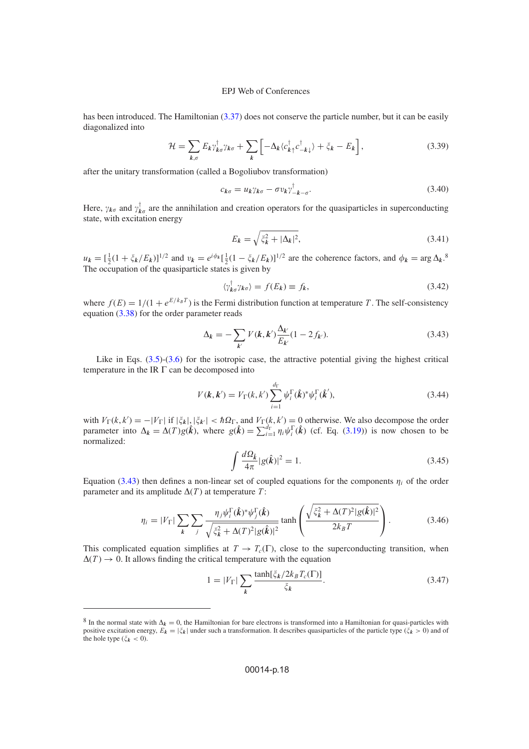has been introduced. The Hamiltonian (3.37) does not conserve the particle number, but it can be easily diagonalized into

$$\mathcal{H} = \sum_{\boldsymbol{k},\sigma} E_{\boldsymbol{k}} \gamma^{\dagger}_{\boldsymbol{k}\sigma}\gamma_{\boldsymbol{k}\sigma} + \sum_{\boldsymbol{k}} \Big[ -\Delta_{\boldsymbol{k}} \langle c^{\dagger}_{\boldsymbol{k}\uparrow} c^{\dagger}_{-\boldsymbol{k}\downarrow}\rangle + \xi_{\boldsymbol{k}} - E_{\boldsymbol{k}} \Big], \tag{3.39}$$

after the unitary transformation (called a Bogoliubov transformation)

$$c_{\boldsymbol{k}\sigma} = u_{\boldsymbol{k}} \gamma_{\boldsymbol{k}\sigma} - \sigma v_{\boldsymbol{k}} \gamma^{\dagger}_{-\boldsymbol{k}-\sigma}. \tag{3.40}$$

Here, $\gamma_{\boldsymbol{k}\sigma}$ and $\gamma^{\dagger}_{\boldsymbol{k}\sigma}$ are the annihilation and creation operators for the quasiparticles in superconducting state, with excitation energy

$$E_{\boldsymbol{k}} = \sqrt{\xi^2_{\boldsymbol{k}} + |\Delta_{\boldsymbol{k}}|^2}, \tag{3.41}$$

$u_{\boldsymbol{k}} = [\frac{1}{2}(1 + \xi_{\boldsymbol{k}}/E_{\boldsymbol{k}})]^{1/2}$ and $v_{\boldsymbol{k}} = e^{i\phi_{\boldsymbol{k}}}[\frac{1}{2}(1 - \xi_{\boldsymbol{k}}/E_{\boldsymbol{k}})]^{1/2}$ are the coherence factors, and $\phi_{\boldsymbol{k}} = \arg \Delta_{\boldsymbol{k}}$.[8] The occupation of the quasiparticle states is given by

$$\langle \gamma^{\dagger}_{\boldsymbol{k}\sigma}\gamma_{\boldsymbol{k}\sigma}\rangle = f(E_{\boldsymbol{k}}) \equiv f_{\boldsymbol{k}}, \tag{3.42}$$

where $f(E) = 1/(1 + e^{E/k_B T})$ is the Fermi distribution function at temperature $T$. The self-consistency equation (3.38) for the order parameter reads

$$\Delta_{\boldsymbol{k}} = -\sum_{\boldsymbol{k}'} V(\boldsymbol{k}, \boldsymbol{k}') \frac{\Delta_{\boldsymbol{k}'}}{E_{\boldsymbol{k}'}} (1 - 2 f_{\boldsymbol{k}'}). \tag{3.43}$$

Like in Eqs. (3.5)-(3.6) for the isotropic case, the attractive potential giving the highest critical temperature in the IR $\Gamma$ can be decomposed into

$$V(\boldsymbol{k}, \boldsymbol{k}') = V_{\Gamma}(k, k') \sum_{i=1}^{d_{\Gamma}} \psi^{\Gamma}_i(\hat{\boldsymbol{k}})^* \psi^{\Gamma}_i(\hat{\boldsymbol{k}}'), \tag{3.44}$$

with $V_{\Gamma}(k, k') = -|V_{\Gamma}|$ if $|\xi_{\boldsymbol{k}}|, |\xi_{\boldsymbol{k}'}| < \hbar\Omega_{\Gamma}$, and $V_{\Gamma}(k, k') = 0$ otherwise. We also decompose the order parameter into $\Delta_{\boldsymbol{k}} = \Delta(T) g(\hat{\boldsymbol{k}})$, where $g(\hat{\boldsymbol{k}}) = \sum_{i=1}^{d_{\Gamma}} \eta_i \psi^{\Gamma}_i(\hat{\boldsymbol{k}})$ (cf. Eq. (3.19)) is now chosen to be normalized:

$$\int \frac{d\Omega_{\hat{\boldsymbol{k}}}}{4\pi} |g(\hat{\boldsymbol{k}})|^2 = 1. \tag{3.45}$$

Equation (3.43) then defines a non-linear set of coupled equations for the components $\eta_i$ of the order parameter and its amplitude $\Delta(T)$ at temperature $T$:

$$\eta_i = |V_{\Gamma}| \sum_{\boldsymbol{k}} \sum_j \frac{\eta_j \psi^{\Gamma}_i(\hat{\boldsymbol{k}})^* \psi^{\Gamma}_j(\hat{\boldsymbol{k}})}{\sqrt{\xi^2_{\boldsymbol{k}} + \Delta(T)^2 |g(\hat{\boldsymbol{k}})|^2}} \tanh\left( \frac{\sqrt{\xi^2_{\boldsymbol{k}} + \Delta(T)^2 |g(\hat{\boldsymbol{k}})|^2}}{2 k_B T} \right). \tag{3.46}$$

This complicated equation simplifies at $T \to T_c(\Gamma)$, close to the superconducting transition, when $\Delta(T) \to 0$. It allows finding the critical temperature with the equation

$$1 = |V_{\Gamma}| \sum_{\boldsymbol{k}} \frac{\tanh[\xi_{\boldsymbol{k}}/2k_B T_c(\Gamma)]}{\xi_{\boldsymbol{k}}}. \tag{3.47}$$

---

[8] In the normal state with $\Delta_{\boldsymbol{k}} = 0$, the Hamiltonian for bare electrons is transformed into a Hamiltonian for quasi-particles with positive excitation energy, $E_{\boldsymbol{k}} = |\xi_{\boldsymbol{k}}|$ under such a transformation. It describes quasiparticles of the particle type ($\xi_{\boldsymbol{k}} > 0$) and of the hole type ($\xi_{\boldsymbol{k}} < 0$).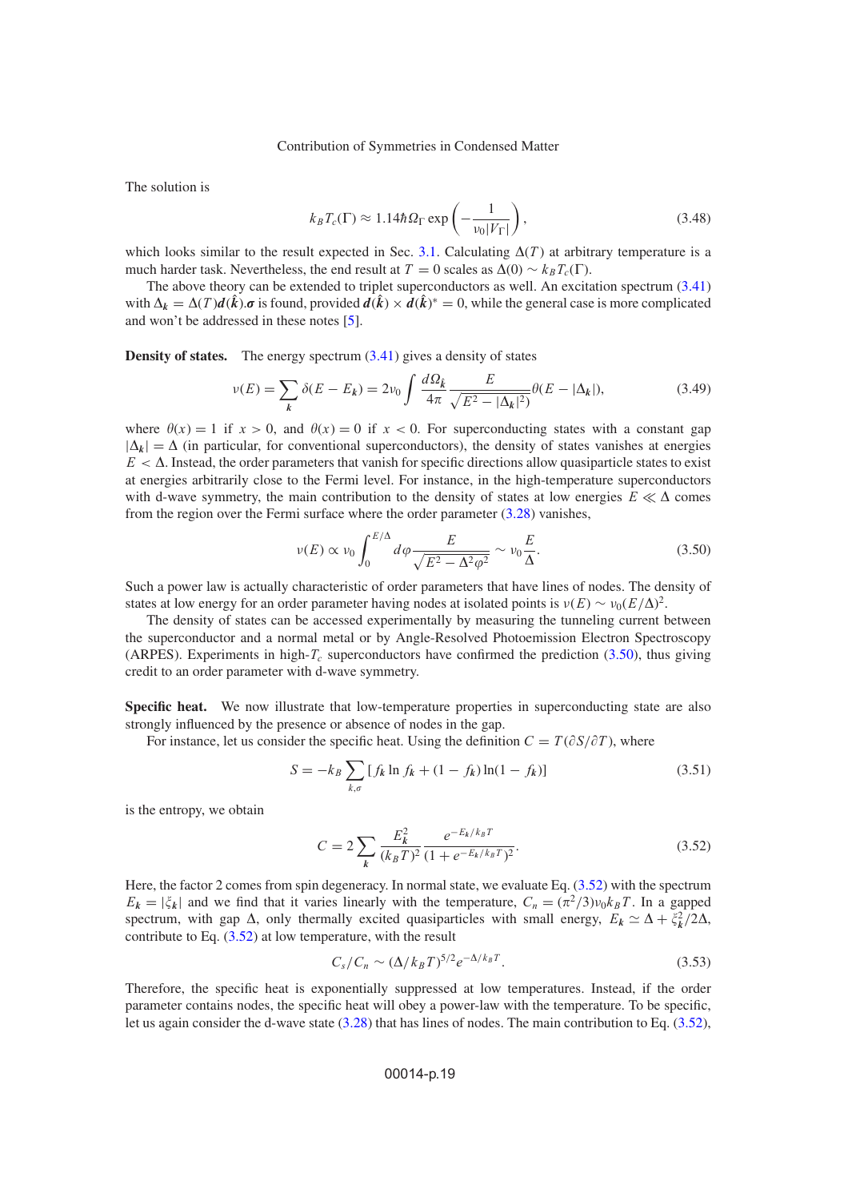The solution is

$$k_B T_c(\Gamma) \approx 1.14\hbar\Omega_\Gamma \exp\left(-\frac{1}{\nu_0|V_\Gamma|}\right), \tag{3.48}$$

which looks similar to the result expected in Sec. 3.1. Calculating $\Delta(T)$ at arbitrary temperature is a much harder task. Nevertheless, the end result at $T=0$ scales as $\Delta(0) \sim k_B T_c(\Gamma)$.

The above theory can be extended to triplet superconductors as well. An excitation spectrum (3.41) with $\Delta_{\boldsymbol{k}} = \Delta(T)\boldsymbol{d}(\hat{\boldsymbol{k}}).\boldsymbol{\sigma}$ is found, provided $\boldsymbol{d}(\hat{\boldsymbol{k}}) \times \boldsymbol{d}(\hat{\boldsymbol{k}})^* = 0$, while the general case is more complicated and won't be addressed in these notes [5].

**Density of states.** The energy spectrum (3.41) gives a density of states

$$\nu(E) = \sum_{\boldsymbol{k}} \delta(E - E_{\boldsymbol{k}}) = 2\nu_0 \int \frac{d\Omega_{\hat{\boldsymbol{k}}}}{4\pi} \frac{E}{\sqrt{E^2 - |\Delta_{\boldsymbol{k}}|^2)}} \theta(E - |\Delta_{\boldsymbol{k}}|), \tag{3.49}$$

where $\theta(x) = 1$ if $x > 0$, and $\theta(x) = 0$ if $x < 0$. For superconducting states with a constant gap $|\Delta_{\boldsymbol{k}}| = \Delta$ (in particular, for conventional superconductors), the density of states vanishes at energies $E < \Delta$. Instead, the order parameters that vanish for specific directions allow quasiparticle states to exist at energies arbitrarily close to the Fermi level. For instance, in the high-temperature superconductors with d-wave symmetry, the main contribution to the density of states at low energies $E \ll \Delta$ comes from the region over the Fermi surface where the order parameter (3.28) vanishes,

$$\nu(E) \propto \nu_0 \int_0^{E/\Delta} d\varphi \frac{E}{\sqrt{E^2 - \Delta^2\varphi^2}} \sim \nu_0 \frac{E}{\Delta}. \tag{3.50}$$

Such a power law is actually characteristic of order parameters that have lines of nodes. The density of states at low energy for an order parameter having nodes at isolated points is $\nu(E) \sim \nu_0(E/\Delta)^2$.

The density of states can be accessed experimentally by measuring the tunneling current between the superconductor and a normal metal or by Angle-Resolved Photoemission Electron Spectroscopy (ARPES). Experiments in high-$T_c$ superconductors have confirmed the prediction (3.50), thus giving credit to an order parameter with d-wave symmetry.

**Specific heat.** We now illustrate that low-temperature properties in superconducting state are also strongly influenced by the presence or absence of nodes in the gap.

For instance, let us consider the specific heat. Using the definition $C = T(\partial S/\partial T)$, where

$$S = -k_B \sum_{k,\sigma} [f_{\boldsymbol{k}} \ln f_{\boldsymbol{k}} + (1 - f_{\boldsymbol{k}}) \ln(1 - f_{\boldsymbol{k}})] \tag{3.51}$$

is the entropy, we obtain

$$C = 2\sum_{\boldsymbol{k}} \frac{E_{\boldsymbol{k}}^2}{(k_B T)^2} \frac{e^{-E_{\boldsymbol{k}}/k_B T}}{(1 + e^{-E_{\boldsymbol{k}}/k_B T})^2}. \tag{3.52}$$

Here, the factor 2 comes from spin degeneracy. In normal state, we evaluate Eq. (3.52) with the spectrum $E_{\boldsymbol{k}} = |\xi_{\boldsymbol{k}}|$ and we find that it varies linearly with the temperature, $C_n = (\pi^2/3)\nu_0 k_B T$. In a gapped spectrum, with gap $\Delta$, only thermally excited quasiparticles with small energy, $E_{\boldsymbol{k}} \simeq \Delta + \xi_{\boldsymbol{k}}^2/2\Delta$, contribute to Eq. (3.52) at low temperature, with the result

$$C_s/C_n \sim (\Delta/k_B T)^{5/2} e^{-\Delta/k_B T}. \tag{3.53}$$

Therefore, the specific heat is exponentially suppressed at low temperatures. Instead, if the order parameter contains nodes, the specific heat will obey a power-law with the temperature. To be specific, let us again consider the d-wave state (3.28) that has lines of nodes. The main contribution to Eq. (3.52),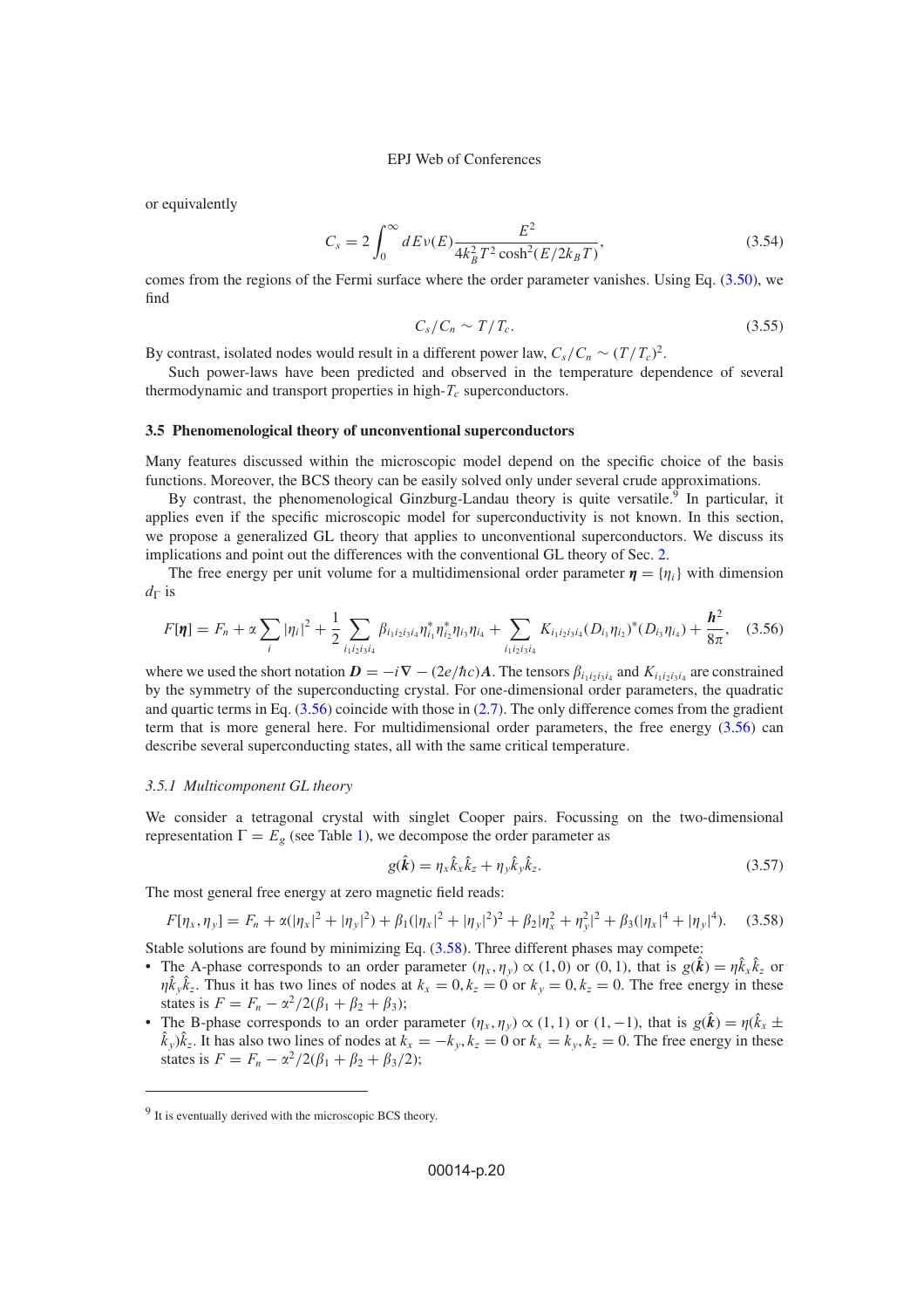or equivalently

$$C_s = 2\int_0^\infty dE\nu(E)\frac{E^2}{4k_B^2T^2\cosh^2(E/2k_BT)}, \tag{3.54}$$

comes from the regions of the Fermi surface where the order parameter vanishes. Using Eq. (3.50), we find

$$C_s/C_n \sim T/T_c. \tag{3.55}$$

By contrast, isolated nodes would result in a different power law, $C_s/C_n \sim (T/T_c)^2$.

Such power-laws have been predicted and observed in the temperature dependence of several thermodynamic and transport properties in high-$T_c$ superconductors.

### 3.5 Phenomenological theory of unconventional superconductors

Many features discussed within the microscopic model depend on the specific choice of the basis functions. Moreover, the BCS theory can be easily solved only under several crude approximations.

By contrast, the phenomenological Ginzburg-Landau theory is quite versatile.[9] In particular, it applies even if the specific microscopic model for superconductivity is not known. In this section, we propose a generalized GL theory that applies to unconventional superconductors. We discuss its implications and point out the differences with the conventional GL theory of Sec. 2.

The free energy per unit volume for a multidimensional order parameter $\boldsymbol{\eta} = \{\eta_i\}$ with dimension $d_\Gamma$ is

$$F[\boldsymbol{\eta}] = F_n + \alpha\sum_i |\eta_i|^2 + \frac{1}{2}\sum_{i_1i_2i_3i_4}\beta_{i_1i_2i_3i_4}\eta_{i_1}^*\eta_{i_2}^*\eta_{i_3}\eta_{i_4} + \sum_{i_1i_2i_3i_4}K_{i_1i_2i_3i_4}(D_{i_1}\eta_{i_2})^*(D_{i_3}\eta_{i_4}) + \frac{\boldsymbol{h}^2}{8\pi}, \tag{3.56}$$

where we used the short notation $\boldsymbol{D} = -i\nabla - (2e/\hbar c)\boldsymbol{A}$. The tensors $\beta_{i_1i_2i_3i_4}$ and $K_{i_1i_2i_3i_4}$ are constrained by the symmetry of the superconducting crystal. For one-dimensional order parameters, the quadratic and quartic terms in Eq. (3.56) coincide with those in (2.7). The only difference comes from the gradient term that is more general here. For multidimensional order parameters, the free energy (3.56) can describe several superconducting states, all with the same critical temperature.

#### *3.5.1 Multicomponent GL theory*

We consider a tetragonal crystal with singlet Cooper pairs. Focussing on the two-dimensional representation $\Gamma = E_g$ (see Table 1), we decompose the order parameter as

$$g(\hat{\boldsymbol{k}}) = \eta_x\hat{k}_x\hat{k}_z + \eta_y\hat{k}_y\hat{k}_z. \tag{3.57}$$

The most general free energy at zero magnetic field reads:

$$F[\eta_x,\eta_y] = F_n + \alpha(|\eta_x|^2 + |\eta_y|^2) + \beta_1(|\eta_x|^2 + |\eta_y|^2)^2 + \beta_2|\eta_x^2 + \eta_y^2|^2 + \beta_3(|\eta_x|^4 + |\eta_y|^4). \tag{3.58}$$

Stable solutions are found by minimizing Eq. (3.58). Three different phases may compete:

- The A-phase corresponds to an order parameter $(\eta_x,\eta_y) \propto (1,0)$ or $(0,1)$, that is $g(\hat{\boldsymbol{k}}) = \eta\hat{k}_x\hat{k}_z$ or $\eta\hat{k}_y\hat{k}_z$. Thus it has two lines of nodes at $k_x = 0, k_z = 0$ or $k_y = 0, k_z = 0$. The free energy in these states is $F = F_n - \alpha^2/2(\beta_1 + \beta_2 + \beta_3)$;
- The B-phase corresponds to an order parameter $(\eta_x,\eta_y) \propto (1,1)$ or $(1,-1)$, that is $g(\hat{\boldsymbol{k}}) = \eta(\hat{k}_x \pm \hat{k}_y)\hat{k}_z$. It has also two lines of nodes at $k_x = -k_y, k_z = 0$ or $k_x = k_y, k_z = 0$. The free energy in these states is $F = F_n - \alpha^2/2(\beta_1 + \beta_2 + \beta_3/2)$;

[9] It is eventually derived with the microscopic BCS theory.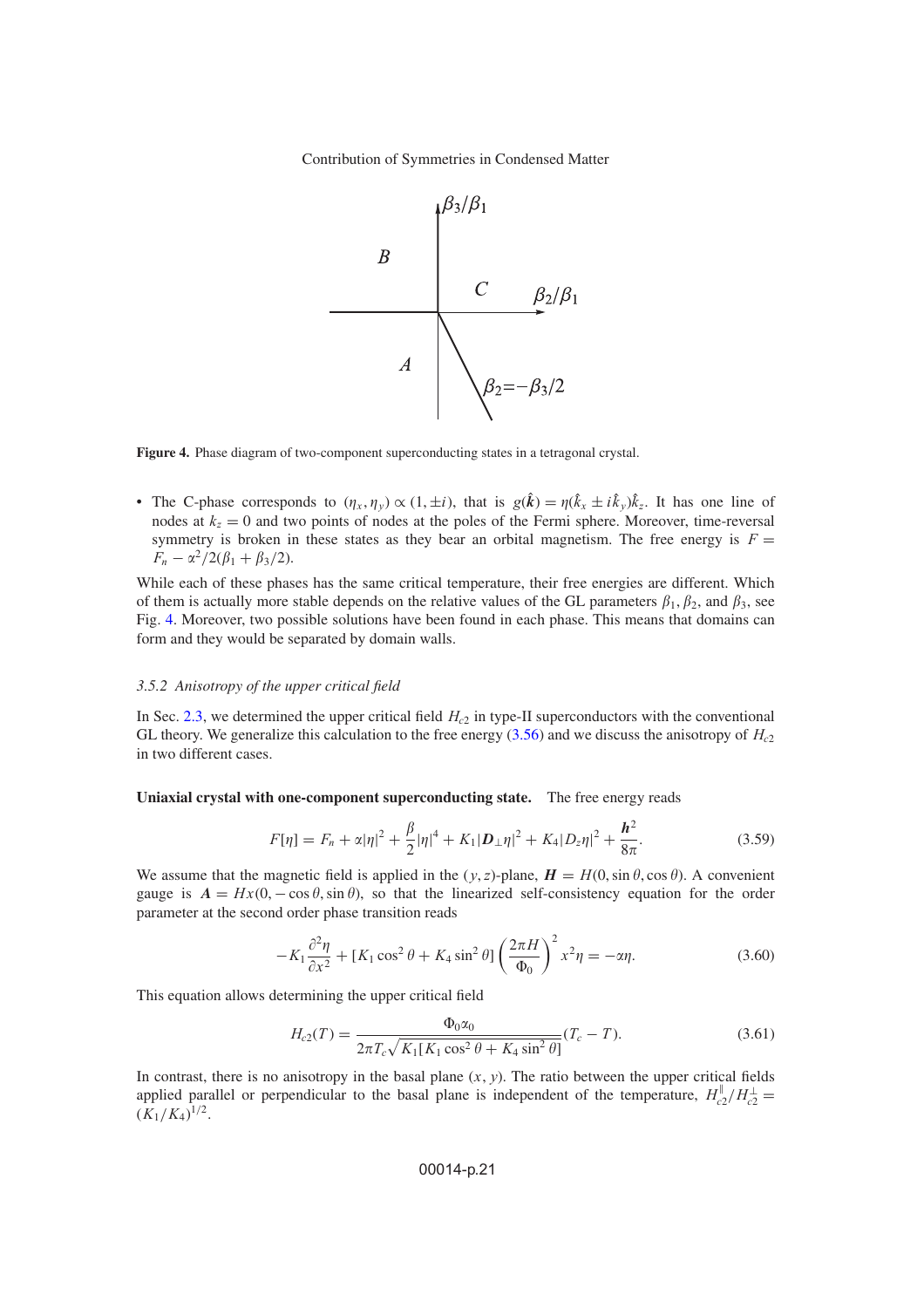**Figure 4.** Phase diagram of two-component superconducting states in a tetragonal crystal.

- The C-phase corresponds to $(\eta_x, \eta_y) \propto (1, \pm i)$, that is $g(\hat{\boldsymbol{k}}) = \eta(\hat{k}_x \pm i\hat{k}_y)\hat{k}_z$. It has one line of nodes at $k_z = 0$ and two points of nodes at the poles of the Fermi sphere. Moreover, time-reversal symmetry is broken in these states as they bear an orbital magnetism. The free energy is $F = F_n - \alpha^2/2(\beta_1 + \beta_3/2)$.

While each of these phases has the same critical temperature, their free energies are different. Which of them is actually more stable depends on the relative values of the GL parameters $\beta_1, \beta_2$, and $\beta_3$, see Fig. 4. Moreover, two possible solutions have been found in each phase. This means that domains can form and they would be separated by domain walls.

### *3.5.2 Anisotropy of the upper critical field*

In Sec. 2.3, we determined the upper critical field $H_{c2}$ in type-II superconductors with the conventional GL theory. We generalize this calculation to the free energy (3.56) and we discuss the anisotropy of $H_{c2}$ in two different cases.

**Uniaxial crystal with one-component superconducting state.** The free energy reads

$$F[\eta] = F_n + \alpha|\eta|^2 + \frac{\beta}{2}|\eta|^4 + K_1|\boldsymbol{D}_\perp \eta|^2 + K_4|D_z\eta|^2 + \frac{\boldsymbol{h}^2}{8\pi}. \tag{3.59}$$

We assume that the magnetic field is applied in the $(y, z)$-plane, $\boldsymbol{H} = H(0, \sin\theta, \cos\theta)$. A convenient gauge is $\boldsymbol{A} = Hx(0, -\cos\theta, \sin\theta)$, so that the linearized self-consistency equation for the order parameter at the second order phase transition reads

$$-K_1\frac{\partial^2\eta}{\partial x^2} + [K_1\cos^2\theta + K_4\sin^2\theta]\left(\frac{2\pi H}{\Phi_0}\right)^2 x^2\eta = -\alpha\eta. \tag{3.60}$$

This equation allows determining the upper critical field

$$H_{c2}(T) = \frac{\Phi_0\alpha_0}{2\pi T_c\sqrt{K_1[K_1\cos^2\theta + K_4\sin^2\theta]}}(T_c - T). \tag{3.61}$$

In contrast, there is no anisotropy in the basal plane $(x, y)$. The ratio between the upper critical fields applied parallel or perpendicular to the basal plane is independent of the temperature, $H_{c2}^{\parallel}/H_{c2}^{\perp} = (K_1/K_4)^{1/2}$.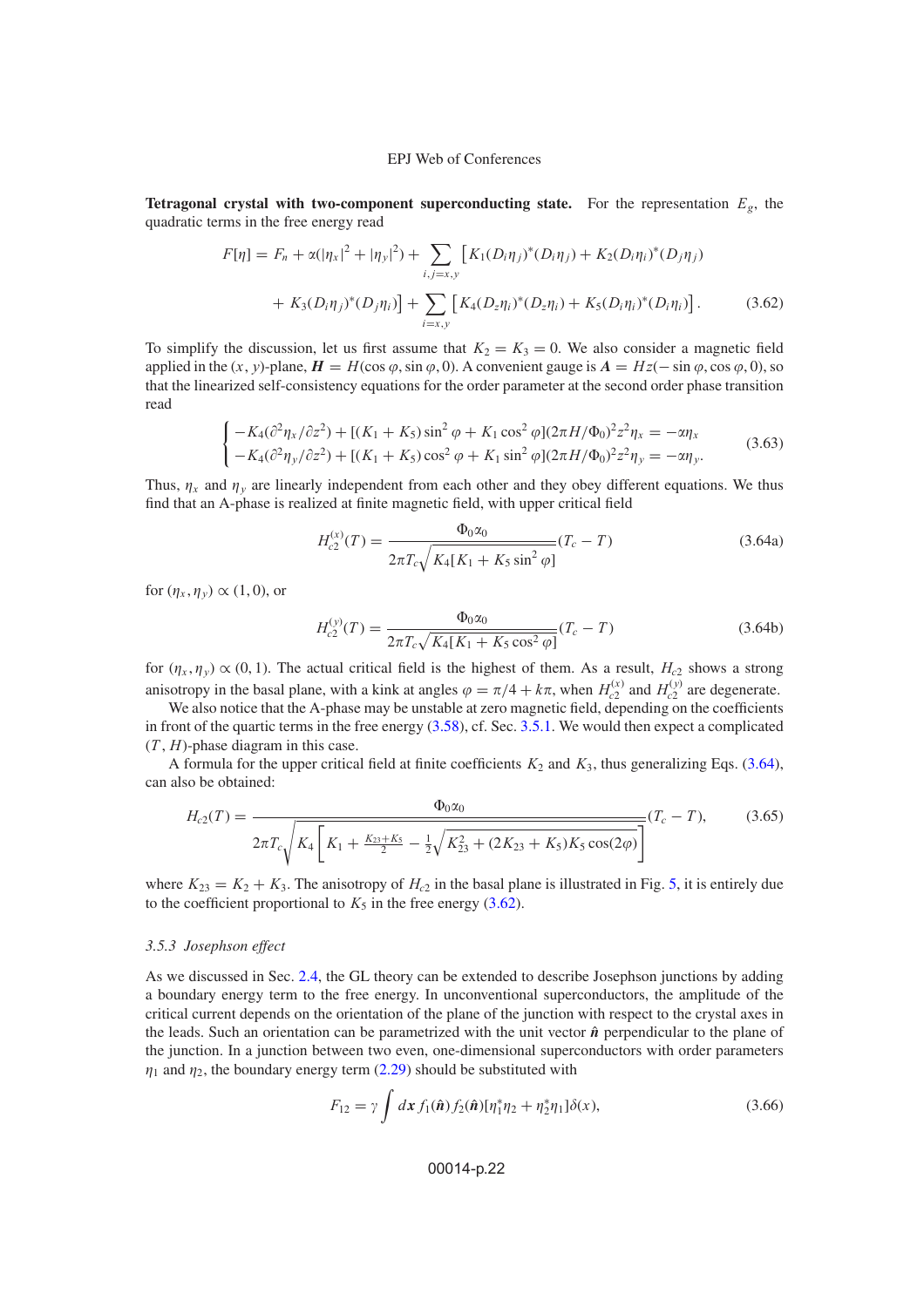**Tetragonal crystal with two-component superconducting state.** For the representation $E_g$, the quadratic terms in the free energy read

$$F[\eta] = F_n + \alpha(|\eta_x|^2 + |\eta_y|^2) + \sum_{i,j=x,y} \left[ K_1(D_i\eta_j)^*(D_i\eta_j) + K_2(D_i\eta_i)^*(D_j\eta_j) \right. \\ \left. + K_3(D_i\eta_j)^*(D_j\eta_i) \right] + \sum_{i=x,y} \left[ K_4(D_z\eta_i)^*(D_z\eta_i) + K_5(D_i\eta_i)^*(D_i\eta_i) \right]. \tag{3.62}$$

To simplify the discussion, let us first assume that $K_2 = K_3 = 0$. We also consider a magnetic field applied in the $(x, y)$-plane, $\boldsymbol{H} = H(\cos\varphi, \sin\varphi, 0)$. A convenient gauge is $\boldsymbol{A} = Hz(-\sin\varphi, \cos\varphi, 0)$, so that the linearized self-consistency equations for the order parameter at the second order phase transition read

$$\begin{cases} -K_4(\partial^2\eta_x/\partial z^2) + [(K_1 + K_5)\sin^2\varphi + K_1\cos^2\varphi](2\pi H/\Phi_0)^2 z^2 \eta_x = -\alpha\eta_x \\ -K_4(\partial^2\eta_y/\partial z^2) + [(K_1 + K_5)\cos^2\varphi + K_1\sin^2\varphi](2\pi H/\Phi_0)^2 z^2 \eta_y = -\alpha\eta_y. \end{cases} \tag{3.63}$$

Thus, $\eta_x$ and $\eta_y$ are linearly independent from each other and they obey different equations. We thus find that an A-phase is realized at finite magnetic field, with upper critical field

$$H_{c2}^{(x)}(T) = \frac{\Phi_0 \alpha_0}{2\pi T_c \sqrt{K_4[K_1 + K_5\sin^2\varphi]}}(T_c - T) \tag{3.64a}$$

for $(\eta_x, \eta_y) \propto (1, 0)$, or

$$H_{c2}^{(y)}(T) = \frac{\Phi_0 \alpha_0}{2\pi T_c \sqrt{K_4[K_1 + K_5\cos^2\varphi]}}(T_c - T) \tag{3.64b}$$

for $(\eta_x, \eta_y) \propto (0, 1)$. The actual critical field is the highest of them. As a result, $H_{c2}$ shows a strong anisotropy in the basal plane, with a kink at angles $\varphi = \pi/4 + k\pi$, when $H_{c2}^{(x)}$ and $H_{c2}^{(y)}$ are degenerate.

We also notice that the A-phase may be unstable at zero magnetic field, depending on the coefficients in front of the quartic terms in the free energy (3.58), cf. Sec. 3.5.1. We would then expect a complicated $(T, H)$-phase diagram in this case.

A formula for the upper critical field at finite coefficients $K_2$ and $K_3$, thus generalizing Eqs. (3.64), can also be obtained:

$$H_{c2}(T) = \frac{\Phi_0 \alpha_0}{2\pi T_c \sqrt{K_4\left[K_1 + \frac{K_{23}+K_5}{2} - \frac{1}{2}\sqrt{K_{23}^2 + (2K_{23} + K_5)K_5\cos(2\varphi)}\right]}}(T_c - T), \tag{3.65}$$

where $K_{23} = K_2 + K_3$. The anisotropy of $H_{c2}$ in the basal plane is illustrated in Fig. 5, it is entirely due to the coefficient proportional to $K_5$ in the free energy (3.62).

### 3.5.3 Josephson effect

As we discussed in Sec. 2.4, the GL theory can be extended to describe Josephson junctions by adding a boundary energy term to the free energy. In unconventional superconductors, the amplitude of the critical current depends on the orientation of the plane of the junction with respect to the crystal axes in the leads. Such an orientation can be parametrized with the unit vector $\hat{\boldsymbol{n}}$ perpendicular to the plane of the junction. In a junction between two even, one-dimensional superconductors with order parameters $\eta_1$ and $\eta_2$, the boundary energy term (2.29) should be substituted with

$$F_{12} = \gamma \int d\boldsymbol{x}\, f_1(\hat{\boldsymbol{n}}) f_2(\hat{\boldsymbol{n}}) [\eta_1^*\eta_2 + \eta_2^*\eta_1]\delta(x), \tag{3.66}$$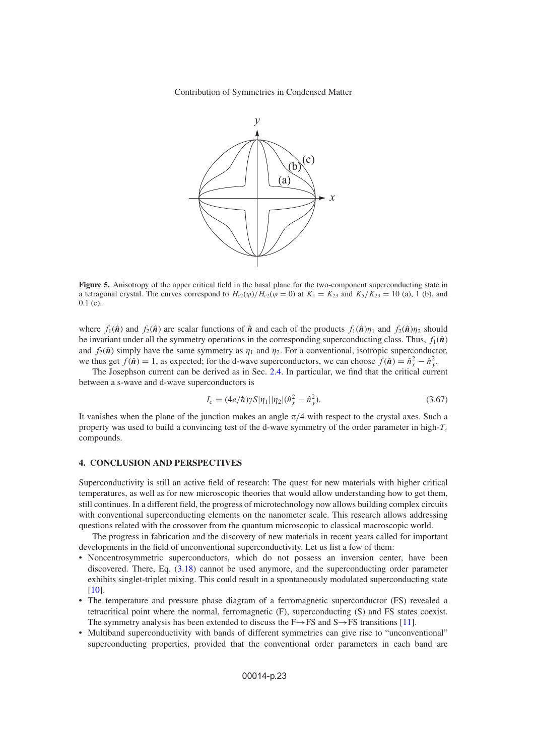**Figure 5.** Anisotropy of the upper critical field in the basal plane for the two-component superconducting state in a tetragonal crystal. The curves correspond to $H_{c2}(\varphi)/H_{c2}(\varphi = 0)$ at $K_1 = K_{23}$ and $K_5/K_{23} = 10$ (a), 1 (b), and 0.1 (c).

where $f_1(\hat{\boldsymbol{n}})$ and $f_2(\hat{\boldsymbol{n}})$ are scalar functions of $\hat{\boldsymbol{n}}$ and each of the products $f_1(\hat{\boldsymbol{n}})\eta_1$ and $f_2(\hat{\boldsymbol{n}})\eta_2$ should be invariant under all the symmetry operations in the corresponding superconducting class. Thus, $f_1(\hat{\boldsymbol{n}})$ and $f_2(\hat{\boldsymbol{n}})$ simply have the same symmetry as $\eta_1$ and $\eta_2$. For a conventional, isotropic superconductor, we thus get $f(\hat{\boldsymbol{n}}) = 1$, as expected; for the d-wave superconductors, we can choose $f(\hat{\boldsymbol{n}}) = \hat{n}_x^2 - \hat{n}_y^2$.

The Josephson current can be derived as in Sec. 2.4. In particular, we find that the critical current between a s-wave and d-wave superconductors is

$$I_c = (4e/\hbar)\gamma S|\eta_1||\eta_2|(\hat{n}_x^2 - \hat{n}_y^2). \tag{3.67}$$

It vanishes when the plane of the junction makes an angle $\pi/4$ with respect to the crystal axes. Such a property was used to build a convincing test of the d-wave symmetry of the order parameter in high-$T_c$ compounds.

## 4. CONCLUSION AND PERSPECTIVES

Superconductivity is still an active field of research: The quest for new materials with higher critical temperatures, as well as for new microscopic theories that would allow understanding how to get them, still continues. In a different field, the progress of microtechnology now allows building complex circuits with conventional superconducting elements on the nanometer scale. This research allows addressing questions related with the crossover from the quantum microscopic to classical macroscopic world.

The progress in fabrication and the discovery of new materials in recent years called for important developments in the field of unconventional superconductivity. Let us list a few of them:

- Noncentrosymmetric superconductors, which do not possess an inversion center, have been discovered. There, Eq. (3.18) cannot be used anymore, and the superconducting order parameter exhibits singlet-triplet mixing. This could result in a spontaneously modulated superconducting state [10].
- The temperature and pressure phase diagram of a ferromagnetic superconductor (FS) revealed a tetracritical point where the normal, ferromagnetic (F), superconducting (S) and FS states coexist. The symmetry analysis has been extended to discuss the F→FS and S→FS transitions [11].
- Multiband superconductivity with bands of different symmetries can give rise to "unconventional" superconducting properties, provided that the conventional order parameters in each band are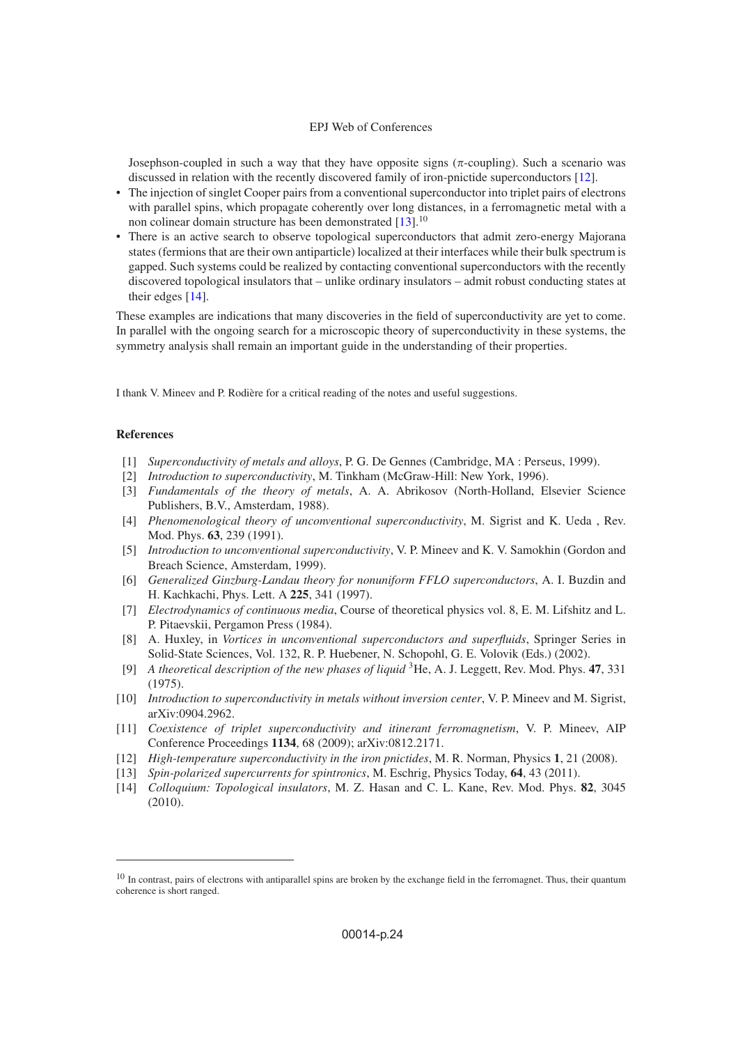Josephson-coupled in such a way that they have opposite signs ($\pi$-coupling). Such a scenario was discussed in relation with the recently discovered family of iron-pnictide superconductors [12].

- The injection of singlet Cooper pairs from a conventional superconductor into triplet pairs of electrons with parallel spins, which propagate coherently over long distances, in a ferromagnetic metal with a non colinear domain structure has been demonstrated [13].[10]
- There is an active search to observe topological superconductors that admit zero-energy Majorana states (fermions that are their own antiparticle) localized at their interfaces while their bulk spectrum is gapped. Such systems could be realized by contacting conventional superconductors with the recently discovered topological insulators that – unlike ordinary insulators – admit robust conducting states at their edges [14].

These examples are indications that many discoveries in the field of superconductivity are yet to come. In parallel with the ongoing search for a microscopic theory of superconductivity in these systems, the symmetry analysis shall remain an important guide in the understanding of their properties.

I thank V. Mineev and P. Rodière for a critical reading of the notes and useful suggestions.

## References

[1] *Superconductivity of metals and alloys*, P. G. De Gennes (Cambridge, MA : Perseus, 1999).

[2] *Introduction to superconductivity*, M. Tinkham (McGraw-Hill: New York, 1996).

[3] *Fundamentals of the theory of metals*, A. A. Abrikosov (North-Holland, Elsevier Science Publishers, B.V., Amsterdam, 1988).

[4] *Phenomenological theory of unconventional superconductivity*, M. Sigrist and K. Ueda , Rev. Mod. Phys. **63**, 239 (1991).

[5] *Introduction to unconventional superconductivity*, V. P. Mineev and K. V. Samokhin (Gordon and Breach Science, Amsterdam, 1999).

[6] *Generalized Ginzburg-Landau theory for nonuniform FFLO superconductors*, A. I. Buzdin and H. Kachkachi, Phys. Lett. A **225**, 341 (1997).

[7] *Electrodynamics of continuous media*, Course of theoretical physics vol. 8, E. M. Lifshitz and L. P. Pitaevskii, Pergamon Press (1984).

[8] A. Huxley, in *Vortices in unconventional superconductors and superfluids*, Springer Series in Solid-State Sciences, Vol. 132, R. P. Huebener, N. Schopohl, G. E. Volovik (Eds.) (2002).

[9] *A theoretical description of the new phases of liquid* $^3$He, A. J. Leggett, Rev. Mod. Phys. **47**, 331 (1975).

[10] *Introduction to superconductivity in metals without inversion center*, V. P. Mineev and M. Sigrist, arXiv:0904.2962.

[11] *Coexistence of triplet superconductivity and itinerant ferromagnetism*, V. P. Mineev, AIP Conference Proceedings **1134**, 68 (2009); arXiv:0812.2171.

[12] *High-temperature superconductivity in the iron pnictides*, M. R. Norman, Physics **1**, 21 (2008).

[13] *Spin-polarized supercurrents for spintronics*, M. Eschrig, Physics Today, **64**, 43 (2011).

[14] *Colloquium: Topological insulators*, M. Z. Hasan and C. L. Kane, Rev. Mod. Phys. **82**, 3045 (2010).

---

[10] In contrast, pairs of electrons with antiparallel spins are broken by the exchange field in the ferromagnet. Thus, their quantum coherence is short ranged.